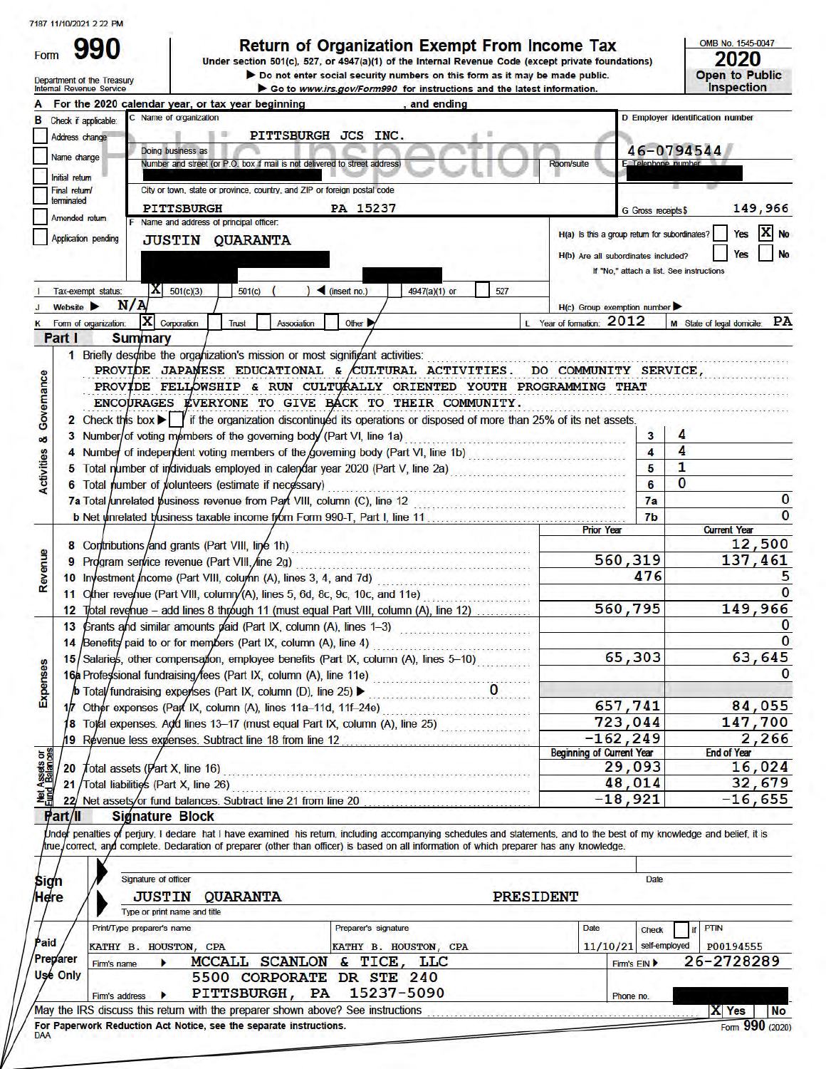7187 11/10/2021 2 22 PM

Form **990**

# Return of Organization Exempt From Income Tax

Under section 501(c), 527, or 4947(a)(1) of the Internal Revenue Code (except private foundations)

▶ Do not enter social security numbers on this form as it may be made public.

▶ Go to www.irs.gov/Form990 for instructions and the latest information.

Department of the Treasury
Internal Revenue Service

OMB No. 1545-0047

**2020**

**Open to Public Inspection**

Public Inspection Copy

**A** For the 2020 calendar year, or tax year beginning , and ending

**B** Check if applicable:
- [ ] Address change
- [ ] Name change
- [ ] Initial return
- [ ] Final return/terminated
- [ ] Amended return
- [ ] Application pending

**C** Name of organization: PITTSBURGH JCS INC.

Doing business as

Number and street (or P.O. box if mail is not delivered to street address) | Room/suite

City or town, state or province, country, and ZIP or foreign postal code: PITTSBURGH PA 15237

**D** Employer identification number: 46-0794544

**E** Telephone number

**G** Gross receipts $ 149,966

**F** Name and address of principal officer: JUSTIN QUARANTA

H(a) Is this a group return for subordinates? [ ] Yes [X] No

H(b) Are all subordinates included? [ ] Yes [ ] No

If "No," attach a list. See instructions

**I** Tax-exempt status: [X] 501(c)(3) [ ] 501(c) ( ) ◀ (insert no.) [ ] 4947(a)(1) or [ ] 527

**J** Website ▶ N/A

H(c) Group exemption number ▶

**K** Form of organization: [X] Corporation [ ] Trust [ ] Association [ ] Other ▶

**L** Year of formation: 2012 **M** State of legal domicile: PA

## Part I Summary

**Activities & Governance**

1 Briefly describe the organization's mission or most significant activities:
PROVIDE JAPANESE EDUCATIONAL & CULTURAL ACTIVITIES. DO COMMUNITY SERVICE, PROVIDE FELLOWSHIP & RUN CULTURALLY ORIENTED YOUTH PROGRAMMING THAT ENCOURAGES EVERYONE TO GIVE BACK TO THEIR COMMUNITY.

2 Check this box ▶ [ ] if the organization discontinued its operations or disposed of more than 25% of its net assets.

| | | Line | Value |
|---|---|---|---|
| 3 | Number of voting members of the governing body (Part VI, line 1a) | 3 | 4 |
| 4 | Number of independent voting members of the governing body (Part VI, line 1b) | 4 | 4 |
| 5 | Total number of individuals employed in calendar year 2020 (Part V, line 2a) | 5 | 1 |
| 6 | Total number of volunteers (estimate if necessary) | 6 | 0 |
| 7a | Total unrelated business revenue from Part VIII, column (C), line 12 | 7a | 0 |
| b | Net unrelated business taxable income from Form 990-T, Part I, line 11 | 7b | 0 |

| | | Prior Year | Current Year |
|---|---|---|---|
| **Revenue** | | | |
| 8 | Contributions and grants (Part VIII, line 1h) | | 12,500 |
| 9 | Program service revenue (Part VIII, line 2g) | 560,319 | 137,461 |
| 10 | Investment income (Part VIII, column (A), lines 3, 4, and 7d) | 476 | 5 |
| 11 | Other revenue (Part VIII, column (A), lines 5, 6d, 8c, 9c, 10c, and 11e) | | 0 |
| 12 | Total revenue – add lines 8 through 11 (must equal Part VIII, column (A), line 12) | 560,795 | 149,966 |
| **Expenses** | | | |
| 13 | Grants and similar amounts paid (Part IX, column (A), lines 1–3) | | 0 |
| 14 | Benefits paid to or for members (Part IX, column (A), line 4) | | 0 |
| 15 | Salaries, other compensation, employee benefits (Part IX, column (A), lines 5–10) | 65,303 | 63,645 |
| 16a | Professional fundraising fees (Part IX, column (A), line 11e) | | 0 |
| b | Total fundraising expenses (Part IX, column (D), line 25) ▶ 0 | | |
| 17 | Other expenses (Part IX, column (A), lines 11a–11d, 11f–24e) | 657,741 | 84,055 |
| 18 | Total expenses. Add lines 13–17 (must equal Part IX, column (A), line 25) | 723,044 | 147,700 |
| 19 | Revenue less expenses. Subtract line 18 from line 12 | -162,249 | 2,266 |
| **Net Assets or Fund Balances** | | **Beginning of Current Year** | **End of Year** |
| 20 | Total assets (Part X, line 16) | 29,093 | 16,024 |
| 21 | Total liabilities (Part X, line 26) | 48,014 | 32,679 |
| 22 | Net assets or fund balances. Subtract line 21 from line 20 | -18,921 | -16,655 |

## Part II Signature Block

Under penalties of perjury, I declare that I have examined this return, including accompanying schedules and statements, and to the best of my knowledge and belief, it is true, correct, and complete. Declaration of preparer (other than officer) is based on all information of which preparer has any knowledge.

**Sign Here**

Signature of officer | Date

JUSTIN QUARANTA PRESIDENT

Type or print name and title

**Paid Preparer Use Only**

| Print/Type preparer's name | Preparer's signature | Date | Check [ ] if self-employed | PTIN |
|---|---|---|---|---|
| KATHY B. HOUSTON, CPA | KATHY B. HOUSTON, CPA | 11/10/21 | | P00194555 |

Firm's name ▶ MCCALL SCANLON & TICE, LLC — Firm's EIN ▶ 26-2728289

Firm's address ▶ 5500 CORPORATE DR STE 240, PITTSBURGH, PA 15237-5090 — Phone no.

May the IRS discuss this return with the preparer shown above? See instructions [X] Yes [ ] No

For Paperwork Reduction Act Notice, see the separate instructions.

DAA

Form **990** (2020)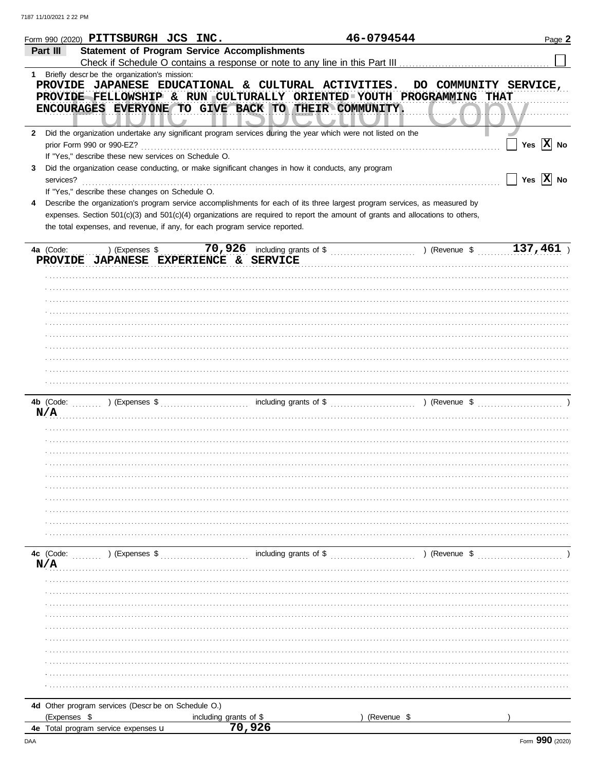Form 990 (2020) PITTSBURGH JCS INC. 46-0794544 Page 2

**Part III Statement of Program Service Accomplishments**

Check if Schedule O contains a response or note to any line in this Part III ☐

1 Briefly describe the organization's mission:

PROVIDE JAPANESE EDUCATIONAL & CULTURAL ACTIVITIES. DO COMMUNITY SERVICE, PROVIDE FELLOWSHIP & RUN CULTURALLY ORIENTED YOUTH PROGRAMMING THAT ENCOURAGES EVERYONE TO GIVE BACK TO THEIR COMMUNITY.

2 Did the organization undertake any significant program services during the year which were not listed on the prior Form 990 or 990-EZ? ☐ Yes ☒ No

If "Yes," describe these new services on Schedule O.

3 Did the organization cease conducting, or make significant changes in how it conducts, any program services? ☐ Yes ☒ No

If "Yes," describe these changes on Schedule O.

4 Describe the organization's program service accomplishments for each of its three largest program services, as measured by expenses. Section 501(c)(3) and 501(c)(4) organizations are required to report the amount of grants and allocations to others, the total expenses, and revenue, if any, for each program service reported.

4a (Code: ) (Expenses $ 70,926 including grants of $ ) (Revenue $ 137,461 )

PROVIDE JAPANESE EXPERIENCE & SERVICE

4b (Code: ) (Expenses $ including grants of $ ) (Revenue $ )

N/A

4c (Code: ) (Expenses $ including grants of $ ) (Revenue $ )

N/A

4d Other program services (Describe on Schedule O.)

(Expenses $ including grants of $ ) (Revenue $ )

4e Total program service expenses ▶ 70,926

Form **990** (2020)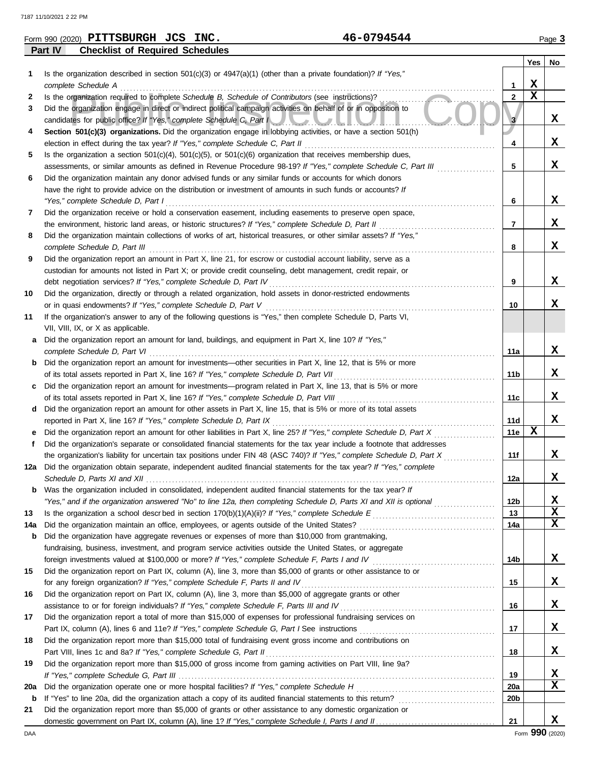Form 990 (2020) **PITTSBURGH JCS INC.** **46-0794544** Page **3**

**Part IV Checklist of Required Schedules**

| | | | Yes | No |
|---|---|---|---|---|
| 1 | Is the organization described in section 501(c)(3) or 4947(a)(1) (other than a private foundation)? *If "Yes," complete Schedule A* | 1 | X | |
| 2 | Is the organization required to complete *Schedule B, Schedule of Contributors* (see instructions)? | 2 | X | |
| 3 | Did the organization engage in direct or indirect political campaign activities on behalf of or in opposition to candidates for public office? *If "Yes," complete Schedule C, Part I* | 3 | | X |
| 4 | **Section 501(c)(3) organizations.** Did the organization engage in lobbying activities, or have a section 501(h) election in effect during the tax year? *If "Yes," complete Schedule C, Part II* | 4 | | X |
| 5 | Is the organization a section 501(c)(4), 501(c)(5), or 501(c)(6) organization that receives membership dues, assessments, or similar amounts as defined in Revenue Procedure 98-19? *If "Yes," complete Schedule C, Part III* | 5 | | X |
| 6 | Did the organization maintain any donor advised funds or any similar funds or accounts for which donors have the right to provide advice on the distribution or investment of amounts in such funds or accounts? *If "Yes," complete Schedule D, Part I* | 6 | | X |
| 7 | Did the organization receive or hold a conservation easement, including easements to preserve open space, the environment, historic land areas, or historic structures? *If "Yes," complete Schedule D, Part II* | 7 | | X |
| 8 | Did the organization maintain collections of works of art, historical treasures, or other similar assets? *If "Yes," complete Schedule D, Part III* | 8 | | X |
| 9 | Did the organization report an amount in Part X, line 21, for escrow or custodial account liability, serve as a custodian for amounts not listed in Part X; or provide credit counseling, debt management, credit repair, or debt negotiation services? *If "Yes," complete Schedule D, Part IV* | 9 | | X |
| 10 | Did the organization, directly or through a related organization, hold assets in donor-restricted endowments or in quasi endowments? *If "Yes," complete Schedule D, Part V* | 10 | | X |
| 11 | If the organization's answer to any of the following questions is "Yes," then complete Schedule D, Parts VI, VII, VIII, IX, or X as applicable. | | | |
| a | Did the organization report an amount for land, buildings, and equipment in Part X, line 10? *If "Yes," complete Schedule D, Part VI* | 11a | | X |
| b | Did the organization report an amount for investments—other securities in Part X, line 12, that is 5% or more of its total assets reported in Part X, line 16? *If "Yes," complete Schedule D, Part VII* | 11b | | X |
| c | Did the organization report an amount for investments—program related in Part X, line 13, that is 5% or more of its total assets reported in Part X, line 16? *If "Yes," complete Schedule D, Part VIII* | 11c | | X |
| d | Did the organization report an amount for other assets in Part X, line 15, that is 5% or more of its total assets reported in Part X, line 16? *If "Yes," complete Schedule D, Part IX* | 11d | | X |
| e | Did the organization report an amount for other liabilities in Part X, line 25? *If "Yes," complete Schedule D, Part X* | 11e | X | |
| f | Did the organization's separate or consolidated financial statements for the tax year include a footnote that addresses the organization's liability for uncertain tax positions under FIN 48 (ASC 740)? *If "Yes," complete Schedule D, Part X* | 11f | | X |
| 12a | Did the organization obtain separate, independent audited financial statements for the tax year? *If "Yes," complete Schedule D, Parts XI and XII* | 12a | | X |
| b | Was the organization included in consolidated, independent audited financial statements for the tax year? *If "Yes," and if the organization answered "No" to line 12a, then completing Schedule D, Parts XI and XII is optional* | 12b | | X |
| 13 | Is the organization a school described in section 170(b)(1)(A)(ii)? *If "Yes," complete Schedule E* | 13 | | X |
| 14a | Did the organization maintain an office, employees, or agents outside of the United States? | 14a | | X |
| b | Did the organization have aggregate revenues or expenses of more than $10,000 from grantmaking, fundraising, business, investment, and program service activities outside the United States, or aggregate foreign investments valued at $100,000 or more? *If "Yes," complete Schedule F, Parts I and IV* | 14b | | X |
| 15 | Did the organization report on Part IX, column (A), line 3, more than $5,000 of grants or other assistance to or for any foreign organization? *If "Yes," complete Schedule F, Parts II and IV* | 15 | | X |
| 16 | Did the organization report on Part IX, column (A), line 3, more than $5,000 of aggregate grants or other assistance to or for foreign individuals? *If "Yes," complete Schedule F, Parts III and IV* | 16 | | X |
| 17 | Did the organization report a total of more than $15,000 of expenses for professional fundraising services on Part IX, column (A), lines 6 and 11e? *If "Yes," complete Schedule G, Part I* See instructions | 17 | | X |
| 18 | Did the organization report more than $15,000 total of fundraising event gross income and contributions on Part VIII, lines 1c and 8a? *If "Yes," complete Schedule G, Part II* | 18 | | X |
| 19 | Did the organization report more than $15,000 of gross income from gaming activities on Part VIII, line 9a? *If "Yes," complete Schedule G, Part III* | 19 | | X |
| 20a | Did the organization operate one or more hospital facilities? *If "Yes," complete Schedule H* | 20a | | X |
| b | If "Yes" to line 20a, did the organization attach a copy of its audited financial statements to this return? | 20b | | |
| 21 | Did the organization report more than $5,000 of grants or other assistance to any domestic organization or domestic government on Part IX, column (A), line 1? *If "Yes," complete Schedule I, Parts I and II* | 21 | | X |

Form **990** (2020)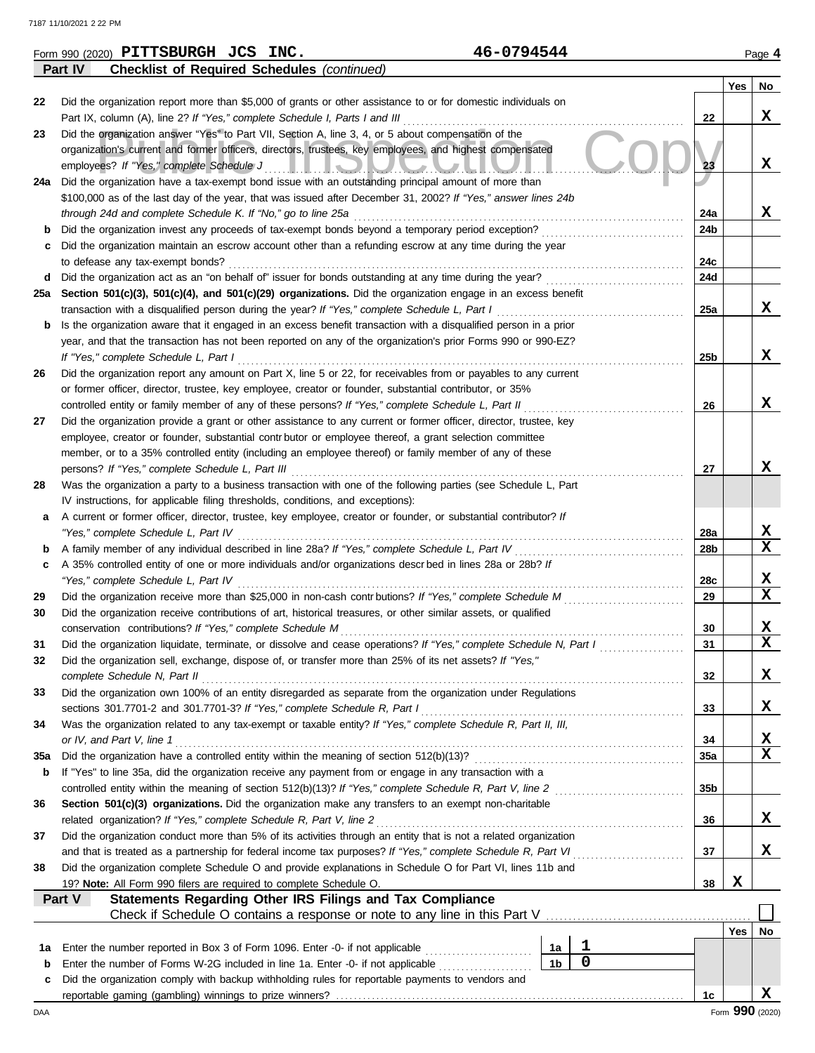Form 990 (2020) **PITTSBURGH JCS INC.** **46-0794544** Page **4**

**Part IV Checklist of Required Schedules** *(continued)*

| | | | Yes | No |
|---|---|---|---|---|
| 22 | Did the organization report more than $5,000 of grants or other assistance to or for domestic individuals on Part IX, column (A), line 2? *If "Yes," complete Schedule I, Parts I and III* | 22 | | X |
| 23 | Did the organization answer "Yes" to Part VII, Section A, line 3, 4, or 5 about compensation of the organization's current and former officers, directors, trustees, key employees, and highest compensated employees? *If "Yes," complete Schedule J* | 23 | | X |
| 24a | Did the organization have a tax-exempt bond issue with an outstanding principal amount of more than $100,000 as of the last day of the year, that was issued after December 31, 2002? *If "Yes," answer lines 24b through 24d and complete Schedule K. If "No," go to line 25a* | 24a | | X |
| b | Did the organization invest any proceeds of tax-exempt bonds beyond a temporary period exception? | 24b | | |
| c | Did the organization maintain an escrow account other than a refunding escrow at any time during the year to defease any tax-exempt bonds? | 24c | | |
| d | Did the organization act as an "on behalf of" issuer for bonds outstanding at any time during the year? | 24d | | |
| 25a | **Section 501(c)(3), 501(c)(4), and 501(c)(29) organizations.** Did the organization engage in an excess benefit transaction with a disqualified person during the year? *If "Yes," complete Schedule L, Part I* | 25a | | X |
| b | Is the organization aware that it engaged in an excess benefit transaction with a disqualified person in a prior year, and that the transaction has not been reported on any of the organization's prior Forms 990 or 990-EZ? *If "Yes," complete Schedule L, Part I* | 25b | | X |
| 26 | Did the organization report any amount on Part X, line 5 or 22, for receivables from or payables to any current or former officer, director, trustee, key employee, creator or founder, substantial contributor, or 35% controlled entity or family member of any of these persons? *If "Yes," complete Schedule L, Part II* | 26 | | X |
| 27 | Did the organization provide a grant or other assistance to any current or former officer, director, trustee, key employee, creator or founder, substantial contributor or employee thereof, a grant selection committee member, or to a 35% controlled entity (including an employee thereof) or family member of any of these persons? *If "Yes," complete Schedule L, Part III* | 27 | | X |
| 28 | Was the organization a party to a business transaction with one of the following parties (see Schedule L, Part IV instructions, for applicable filing thresholds, conditions, and exceptions): | | | |
| a | A current or former officer, director, trustee, key employee, creator or founder, or substantial contributor? *If "Yes," complete Schedule L, Part IV* | 28a | | X |
| b | A family member of any individual described in line 28a? *If "Yes," complete Schedule L, Part IV* | 28b | | X |
| c | A 35% controlled entity of one or more individuals and/or organizations described in lines 28a or 28b? *If "Yes," complete Schedule L, Part IV* | 28c | | X |
| 29 | Did the organization receive more than $25,000 in non-cash contributions? *If "Yes," complete Schedule M* | 29 | | X |
| 30 | Did the organization receive contributions of art, historical treasures, or other similar assets, or qualified conservation contributions? *If "Yes," complete Schedule M* | 30 | | X |
| 31 | Did the organization liquidate, terminate, or dissolve and cease operations? *If "Yes," complete Schedule N, Part I* | 31 | | X |
| 32 | Did the organization sell, exchange, dispose of, or transfer more than 25% of its net assets? *If "Yes," complete Schedule N, Part II* | 32 | | X |
| 33 | Did the organization own 100% of an entity disregarded as separate from the organization under Regulations sections 301.7701-2 and 301.7701-3? *If "Yes," complete Schedule R, Part I* | 33 | | X |
| 34 | Was the organization related to any tax-exempt or taxable entity? *If "Yes," complete Schedule R, Part II, III, or IV, and Part V, line 1* | 34 | | X |
| 35a | Did the organization have a controlled entity within the meaning of section 512(b)(13)? | 35a | | X |
| b | If "Yes" to line 35a, did the organization receive any payment from or engage in any transaction with a controlled entity within the meaning of section 512(b)(13)? *If "Yes," complete Schedule R, Part V, line 2* | 35b | | |
| 36 | **Section 501(c)(3) organizations.** Did the organization make any transfers to an exempt non-charitable related organization? *If "Yes," complete Schedule R, Part V, line 2* | 36 | | X |
| 37 | Did the organization conduct more than 5% of its activities through an entity that is not a related organization and that is treated as a partnership for federal income tax purposes? *If "Yes," complete Schedule R, Part VI* | 37 | | X |
| 38 | Did the organization complete Schedule O and provide explanations in Schedule O for Part VI, lines 11b and 19? **Note:** All Form 990 filers are required to complete Schedule O. | 38 | X | |

**Part V Statements Regarding Other IRS Filings and Tax Compliance**

Check if Schedule O contains a response or note to any line in this Part V ☐

| | | | | | Yes | No |
|---|---|---|---|---|---|---|
| 1a | Enter the number reported in Box 3 of Form 1096. Enter -0- if not applicable | 1a | 1 | | | |
| b | Enter the number of Forms W-2G included in line 1a. Enter -0- if not applicable | 1b | 0 | | | |
| c | Did the organization comply with backup withholding rules for reportable payments to vendors and reportable gaming (gambling) winnings to prize winners? | | | 1c | | X |

Form **990** (2020)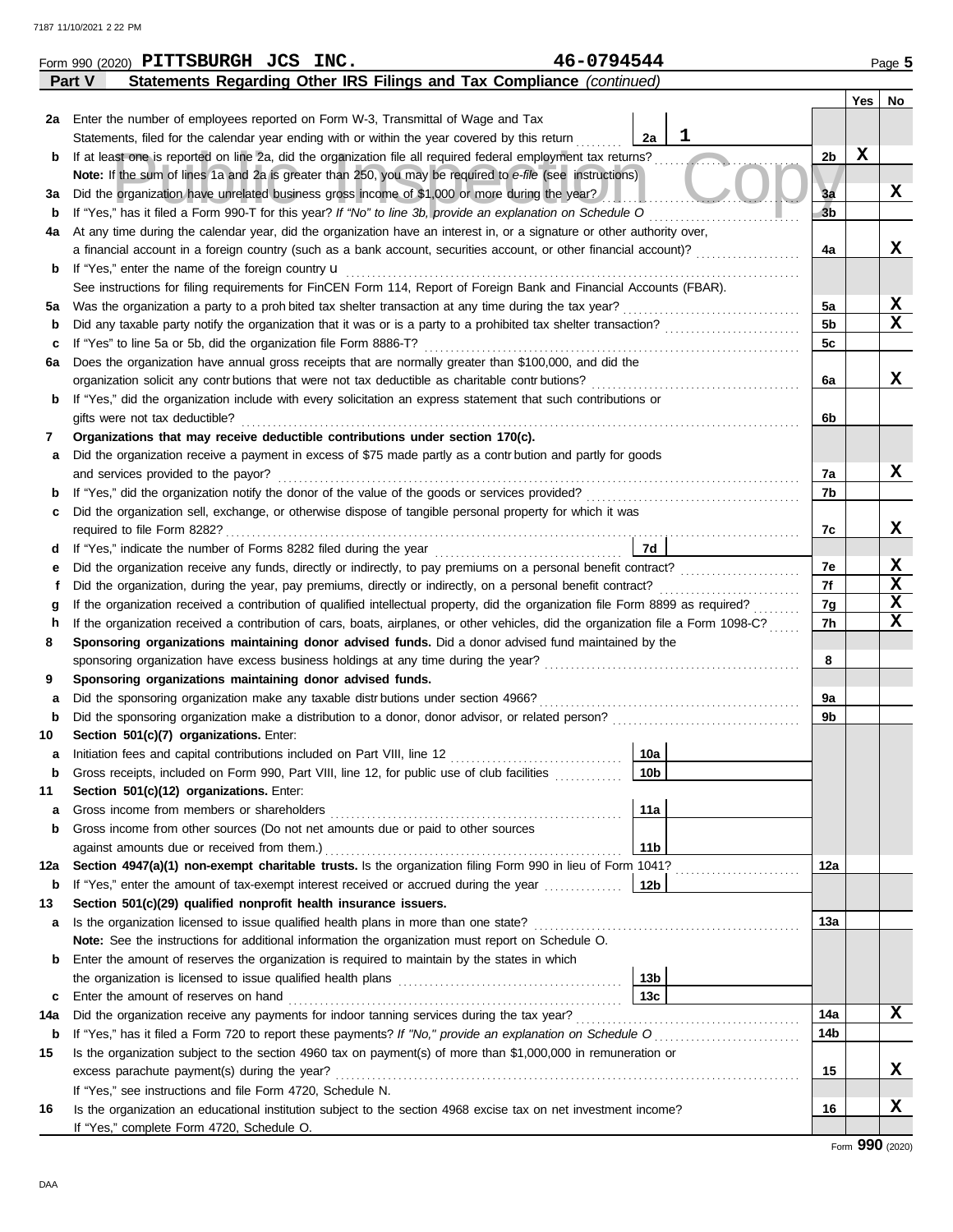Form 990 (2020) **PITTSBURGH JCS INC.** 46-0794544

## Part V Statements Regarding Other IRS Filings and Tax Compliance *(continued)*

| | | | | Yes | No |
|---|---|---|---|---|---|
| 2a | Enter the number of employees reported on Form W-3, Transmittal of Wage and Tax Statements, filed for the calendar year ending with or within the year covered by this return | 2a | 1 | | |
| b | If at least one is reported on line 2a, did the organization file all required federal employment tax returns? | | 2b | X | |
| | **Note:** If the sum of lines 1a and 2a is greater than 250, you may be required to *e-file* (see instructions) | | | | |
| 3a | Did the organization have unrelated business gross income of $1,000 or more during the year? | | 3a | | X |
| b | If "Yes," has it filed a Form 990-T for this year? *If "No" to line 3b, provide an explanation on Schedule O* | | 3b | | |
| 4a | At any time during the calendar year, did the organization have an interest in, or a signature or other authority over, a financial account in a foreign country (such as a bank account, securities account, or other financial account)? | | 4a | | X |
| b | If "Yes," enter the name of the foreign country u | | | | |
| | See instructions for filing requirements for FinCEN Form 114, Report of Foreign Bank and Financial Accounts (FBAR). | | | | |
| 5a | Was the organization a party to a prohibited tax shelter transaction at any time during the tax year? | | 5a | | X |
| b | Did any taxable party notify the organization that it was or is a party to a prohibited tax shelter transaction? | | 5b | | X |
| c | If "Yes" to line 5a or 5b, did the organization file Form 8886-T? | | 5c | | |
| 6a | Does the organization have annual gross receipts that are normally greater than $100,000, and did the organization solicit any contributions that were not tax deductible as charitable contributions? | | 6a | | X |
| b | If "Yes," did the organization include with every solicitation an express statement that such contributions or gifts were not tax deductible? | | 6b | | |
| 7 | **Organizations that may receive deductible contributions under section 170(c).** | | | | |
| a | Did the organization receive a payment in excess of $75 made partly as a contribution and partly for goods and services provided to the payor? | | 7a | | X |
| b | If "Yes," did the organization notify the donor of the value of the goods or services provided? | | 7b | | |
| c | Did the organization sell, exchange, or otherwise dispose of tangible personal property for which it was required to file Form 8282? | | 7c | | X |
| d | If "Yes," indicate the number of Forms 8282 filed during the year | 7d | | | |
| e | Did the organization receive any funds, directly or indirectly, to pay premiums on a personal benefit contract? | | 7e | | X |
| f | Did the organization, during the year, pay premiums, directly or indirectly, on a personal benefit contract? | | 7f | | X |
| g | If the organization received a contribution of qualified intellectual property, did the organization file Form 8899 as required? | | 7g | | X |
| h | If the organization received a contribution of cars, boats, airplanes, or other vehicles, did the organization file a Form 1098-C? | | 7h | | X |
| 8 | **Sponsoring organizations maintaining donor advised funds.** Did a donor advised fund maintained by the sponsoring organization have excess business holdings at any time during the year? | | 8 | | |
| 9 | **Sponsoring organizations maintaining donor advised funds.** | | | | |
| a | Did the sponsoring organization make any taxable distributions under section 4966? | | 9a | | |
| b | Did the sponsoring organization make a distribution to a donor, donor advisor, or related person? | | 9b | | |
| 10 | **Section 501(c)(7) organizations.** Enter: | | | | |
| a | Initiation fees and capital contributions included on Part VIII, line 12 | 10a | | | |
| b | Gross receipts, included on Form 990, Part VIII, line 12, for public use of club facilities | 10b | | | |
| 11 | **Section 501(c)(12) organizations.** Enter: | | | | |
| a | Gross income from members or shareholders | 11a | | | |
| b | Gross income from other sources (Do not net amounts due or paid to other sources against amounts due or received from them.) | 11b | | | |
| 12a | **Section 4947(a)(1) non-exempt charitable trusts.** Is the organization filing Form 990 in lieu of Form 1041? | | 12a | | |
| b | If "Yes," enter the amount of tax-exempt interest received or accrued during the year | 12b | | | |
| 13 | **Section 501(c)(29) qualified nonprofit health insurance issuers.** | | | | |
| a | Is the organization licensed to issue qualified health plans in more than one state? | | 13a | | |
| | **Note:** See the instructions for additional information the organization must report on Schedule O. | | | | |
| b | Enter the amount of reserves the organization is required to maintain by the states in which the organization is licensed to issue qualified health plans | 13b | | | |
| c | Enter the amount of reserves on hand | 13c | | | |
| 14a | Did the organization receive any payments for indoor tanning services during the tax year? | | 14a | | X |
| b | If "Yes," has it filed a Form 720 to report these payments? *If "No," provide an explanation on Schedule O* | | 14b | | |
| 15 | Is the organization subject to the section 4960 tax on payment(s) of more than $1,000,000 in remuneration or excess parachute payment(s) during the year? | | 15 | | X |
| | If "Yes," see instructions and file Form 4720, Schedule N. | | | | |
| 16 | Is the organization an educational institution subject to the section 4968 excise tax on net investment income? | | 16 | | X |
| | If "Yes," complete Form 4720, Schedule O. | | | | |

Form **990** (2020)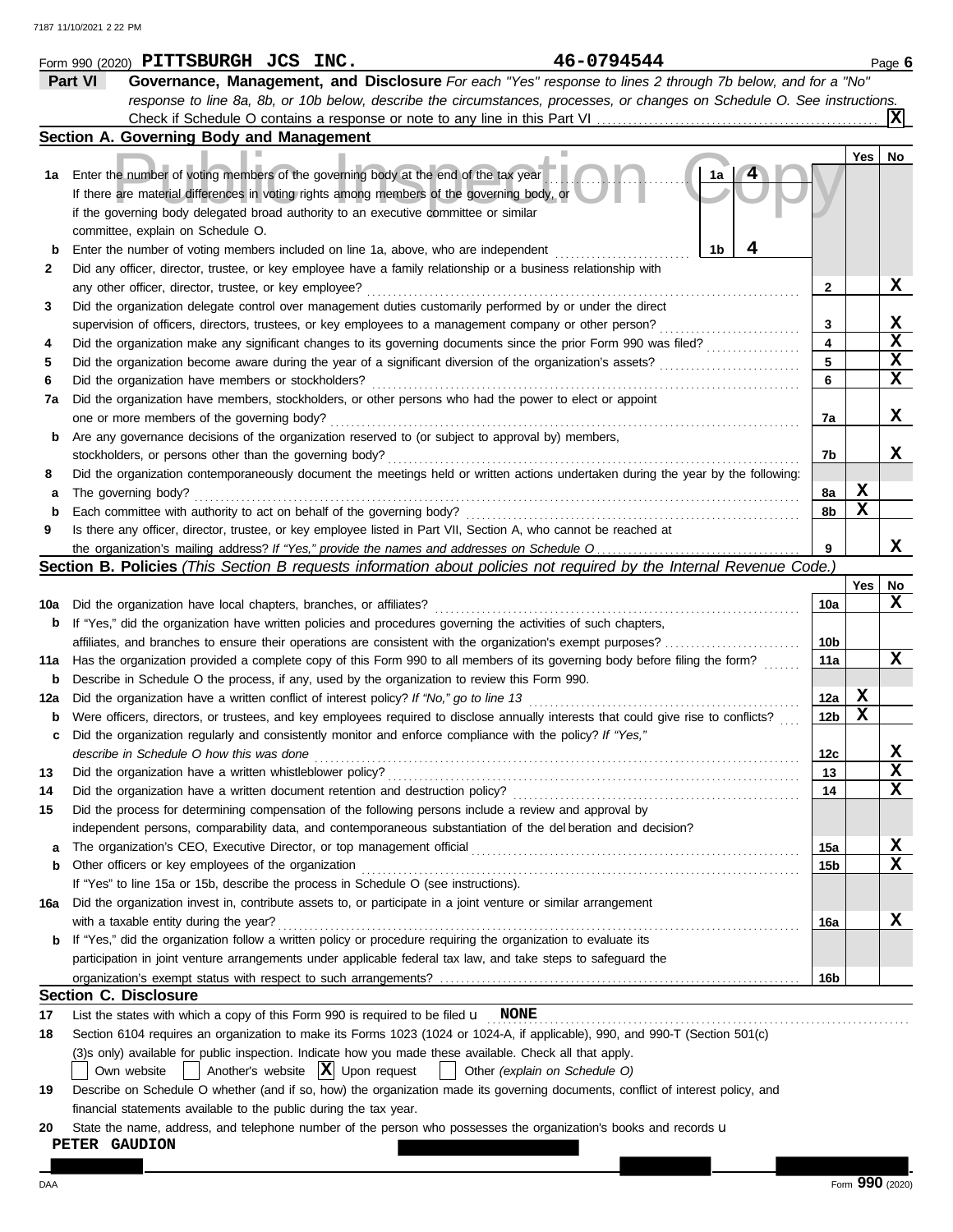Form 990 (2020) **PITTSBURGH JCS INC.** **46-0794544** Page **6**

## Part VI Governance, Management, and Disclosure

*For each "Yes" response to lines 2 through 7b below, and for a "No" response to line 8a, 8b, or 10b below, describe the circumstances, processes, or changes on Schedule O. See instructions.*

Check if Schedule O contains a response or note to any line in this Part VI .......... **[X]**

### Section A. Governing Body and Management

| | | | Yes | No |
|---|---|---|---|---|
| **1a** | Enter the number of voting members of the governing body at the end of the tax year .......... **1a** **4** If there are material differences in voting rights among members of the governing body, or if the governing body delegated broad authority to an executive committee or similar committee, explain on Schedule O. | | | |
| **b** | Enter the number of voting members included on line 1a, above, who are independent .......... **1b** **4** | | | |
| **2** | Did any officer, director, trustee, or key employee have a family relationship or a business relationship with any other officer, director, trustee, or key employee? | **2** | | **X** |
| **3** | Did the organization delegate control over management duties customarily performed by or under the direct supervision of officers, directors, trustees, or key employees to a management company or other person? | **3** | | **X** |
| **4** | Did the organization make any significant changes to its governing documents since the prior Form 990 was filed? | **4** | | **X** |
| **5** | Did the organization become aware during the year of a significant diversion of the organization's assets? | **5** | | **X** |
| **6** | Did the organization have members or stockholders? | **6** | | **X** |
| **7a** | Did the organization have members, stockholders, or other persons who had the power to elect or appoint one or more members of the governing body? | **7a** | | **X** |
| **b** | Are any governance decisions of the organization reserved to (or subject to approval by) members, stockholders, or persons other than the governing body? | **7b** | | **X** |
| **8** | Did the organization contemporaneously document the meetings held or written actions undertaken during the year by the following: | | | |
| **a** | The governing body? | **8a** | **X** | |
| **b** | Each committee with authority to act on behalf of the governing body? | **8b** | **X** | |
| **9** | Is there any officer, director, trustee, or key employee listed in Part VII, Section A, who cannot be reached at the organization's mailing address? *If "Yes," provide the names and addresses on Schedule O* | **9** | | **X** |

### Section B. Policies *(This Section B requests information about policies not required by the Internal Revenue Code.)*

| | | | Yes | No |
|---|---|---|---|---|
| **10a** | Did the organization have local chapters, branches, or affiliates? | **10a** | | **X** |
| **b** | If "Yes," did the organization have written policies and procedures governing the activities of such chapters, affiliates, and branches to ensure their operations are consistent with the organization's exempt purposes? | **10b** | | |
| **11a** | Has the organization provided a complete copy of this Form 990 to all members of its governing body before filing the form? | **11a** | | **X** |
| **b** | Describe in Schedule O the process, if any, used by the organization to review this Form 990. | | | |
| **12a** | Did the organization have a written conflict of interest policy? *If "No," go to line 13* | **12a** | **X** | |
| **b** | Were officers, directors, or trustees, and key employees required to disclose annually interests that could give rise to conflicts? | **12b** | **X** | |
| **c** | Did the organization regularly and consistently monitor and enforce compliance with the policy? *If "Yes," describe in Schedule O how this was done* | **12c** | | **X** |
| **13** | Did the organization have a written whistleblower policy? | **13** | | **X** |
| **14** | Did the organization have a written document retention and destruction policy? | **14** | | **X** |
| **15** | Did the process for determining compensation of the following persons include a review and approval by independent persons, comparability data, and contemporaneous substantiation of the deliberation and decision? | | | |
| **a** | The organization's CEO, Executive Director, or top management official | **15a** | | **X** |
| **b** | Other officers or key employees of the organization | **15b** | | **X** |
| | If "Yes" to line 15a or 15b, describe the process in Schedule O (see instructions). | | | |
| **16a** | Did the organization invest in, contribute assets to, or participate in a joint venture or similar arrangement with a taxable entity during the year? | **16a** | | **X** |
| **b** | If "Yes," did the organization follow a written policy or procedure requiring the organization to evaluate its participation in joint venture arrangements under applicable federal tax law, and take steps to safeguard the organization's exempt status with respect to such arrangements? | **16b** | | |

### Section C. Disclosure

**17** List the states with which a copy of this Form 990 is required to be filed u **NONE**

**18** Section 6104 requires an organization to make its Forms 1023 (1024 or 1024-A, if applicable), 990, and 990-T (Section 501(c)(3)s only) available for public inspection. Indicate how you made these available. Check all that apply.

[ ] Own website [ ] Another's website [X] Upon request [ ] Other *(explain on Schedule O)*

**19** Describe on Schedule O whether (and if so, how) the organization made its governing documents, conflict of interest policy, and financial statements available to the public during the tax year.

**20** State the name, address, and telephone number of the person who possesses the organization's books and records u

**PETER GAUDION**

Form **990** (2020)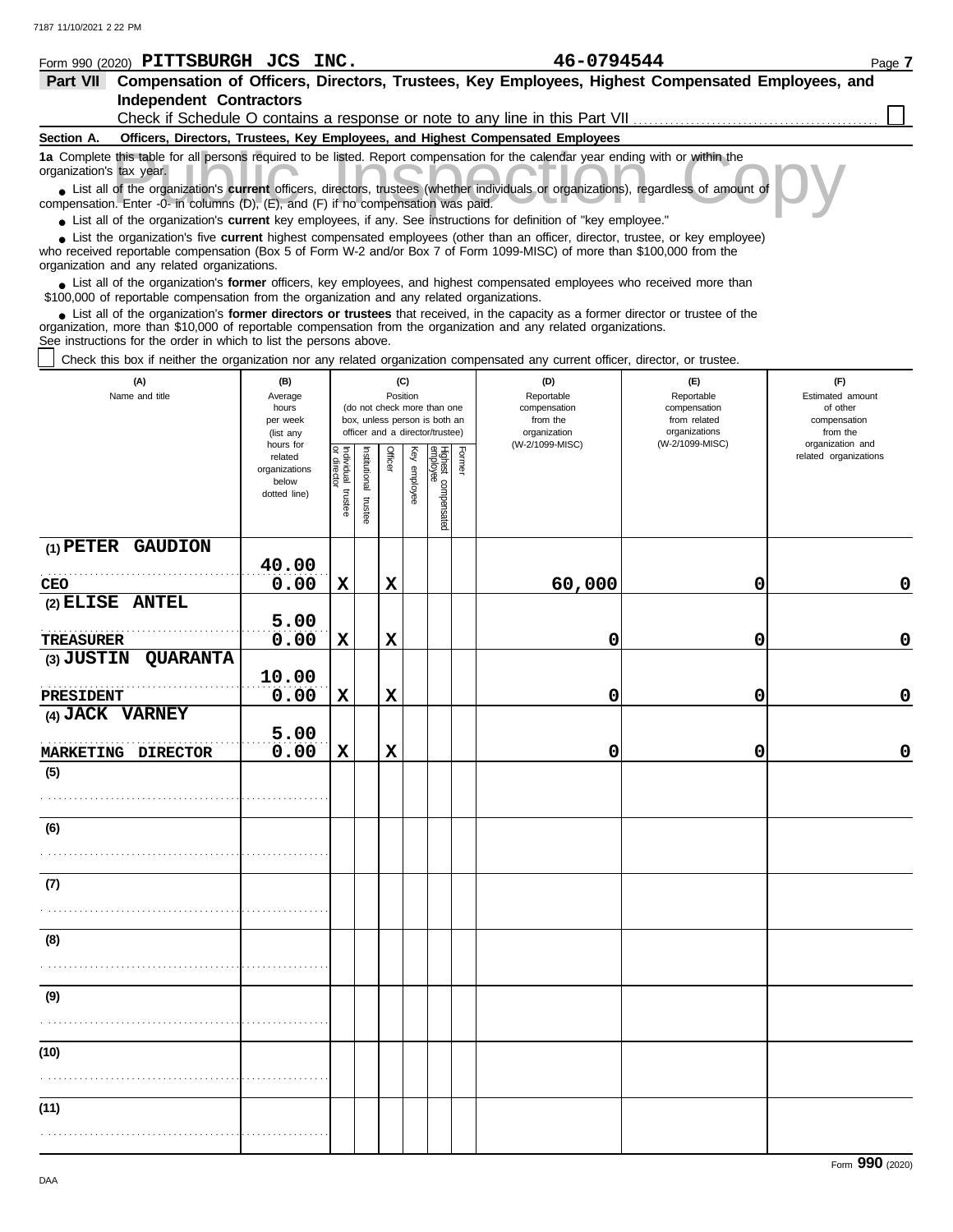Form 990 (2020) **PITTSBURGH JCS INC.** **46-0794544**

## Part VII Compensation of Officers, Directors, Trustees, Key Employees, Highest Compensated Employees, and Independent Contractors

Check if Schedule O contains a response or note to any line in this Part VII ☐

**Section A. Officers, Directors, Trustees, Key Employees, and Highest Compensated Employees**

**1a** Complete this table for all persons required to be listed. Report compensation for the calendar year ending with or within the organization's tax year.

- List all of the organization's **current** officers, directors, trustees (whether individuals or organizations), regardless of amount of compensation. Enter -0- in columns (D), (E), and (F) if no compensation was paid.
- List all of the organization's **current** key employees, if any. See instructions for definition of "key employee."
- List the organization's five **current** highest compensated employees (other than an officer, director, trustee, or key employee) who received reportable compensation (Box 5 of Form W-2 and/or Box 7 of Form 1099-MISC) of more than $100,000 from the organization and any related organizations.
- List all of the organization's **former** officers, key employees, and highest compensated employees who received more than $100,000 of reportable compensation from the organization and any related organizations.
- List all of the organization's **former directors or trustees** that received, in the capacity as a former director or trustee of the organization, more than $10,000 of reportable compensation from the organization and any related organizations.

See instructions for the order in which to list the persons above.

☐ Check this box if neither the organization nor any related organization compensated any current officer, director, or trustee.

| (A) Name and title | (B) Average hours per week (list any hours for related organizations below dotted line) | (C) Position: Individual trustee or director | Institutional trustee | Officer | Key employee | Highest compensated employee | Former | (D) Reportable compensation from the organization (W-2/1099-MISC) | (E) Reportable compensation from related organizations (W-2/1099-MISC) | (F) Estimated amount of other compensation from the organization and related organizations |
|---|---|---|---|---|---|---|---|---|---|---|
| (1) PETER GAUDION<br>CEO | 40.00<br>0.00 | X | | X | | | | 60,000 | 0 | 0 |
| (2) ELISE ANTEL<br>TREASURER | 5.00<br>0.00 | X | | X | | | | 0 | 0 | 0 |
| (3) JUSTIN QUARANTA<br>PRESIDENT | 10.00<br>0.00 | X | | X | | | | 0 | 0 | 0 |
| (4) JACK VARNEY<br>MARKETING DIRECTOR | 5.00<br>0.00 | X | | X | | | | 0 | 0 | 0 |
| (5) | | | | | | | | | | |
| (6) | | | | | | | | | | |
| (7) | | | | | | | | | | |
| (8) | | | | | | | | | | |
| (9) | | | | | | | | | | |
| (10) | | | | | | | | | | |
| (11) | | | | | | | | | | |

Form **990** (2020)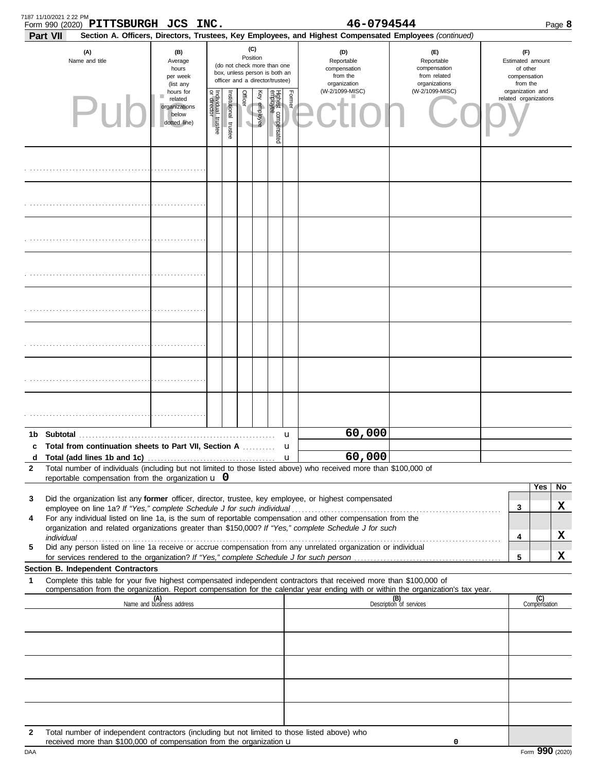Form 990 (2020) **PITTSBURGH JCS INC.** **46-0794544** Page **8**

**Part VII** **Section A. Officers, Directors, Trustees, Key Employees, and Highest Compensated Employees** *(continued)*

| (A) Name and title | (B) Average hours per week (list any hours for related organizations below dotted line) | (C) Position (do not check more than one box, unless person is both an officer and a director/trustee) | | | | | | (D) Reportable compensation from the organization (W-2/1099-MISC) | (E) Reportable compensation from related organizations (W-2/1099-MISC) | (F) Estimated amount of other compensation from the organization and related organizations |
|---|---|---|---|---|---|---|---|---|---|---|
| | | Individual trustee or director | Institutional trustee | Officer | Key employee | Highest compensated employee | Former | | | |
| | | | | | | | | | | |
| | | | | | | | | | | |
| | | | | | | | | | | |
| | | | | | | | | | | |
| | | | | | | | | | | |
| | | | | | | | | | | |
| | | | | | | | | | | |
| | | | | | | | | | | |

| | | (D) | (E) | (F) |
|---|---|---|---|---|
| **1b** | **Subtotal** | 60,000 | | |
| **c** | **Total from continuation sheets to Part VII, Section A** | | | |
| **d** | **Total (add lines 1b and 1c)** | 60,000 | | |

**2** Total number of individuals (including but not limited to those listed above) who received more than $100,000 of reportable compensation from the organization 0

| | | | Yes | No |
|---|---|---|---|---|
| **3** | Did the organization list any **former** officer, director, trustee, key employee, or highest compensated employee on line 1a? *If "Yes," complete Schedule J for such individual* | 3 | | X |
| **4** | For any individual listed on line 1a, is the sum of reportable compensation and other compensation from the organization and related organizations greater than $150,000? *If "Yes," complete Schedule J for such individual* | 4 | | X |
| **5** | Did any person listed on line 1a receive or accrue compensation from any unrelated organization or individual for services rendered to the organization? *If "Yes," complete Schedule J for such person* | 5 | | X |

**Section B. Independent Contractors**

**1** Complete this table for your five highest compensated independent contractors that received more than $100,000 of compensation from the organization. Report compensation for the calendar year ending with or within the organization's tax year.

| (A) Name and business address | (B) Description of services | (C) Compensation |
|---|---|---|
| | | |
| | | |
| | | |
| | | |
| | | |

**2** Total number of independent contractors (including but not limited to those listed above) who received more than $100,000 of compensation from the organization 0

Form **990** (2020)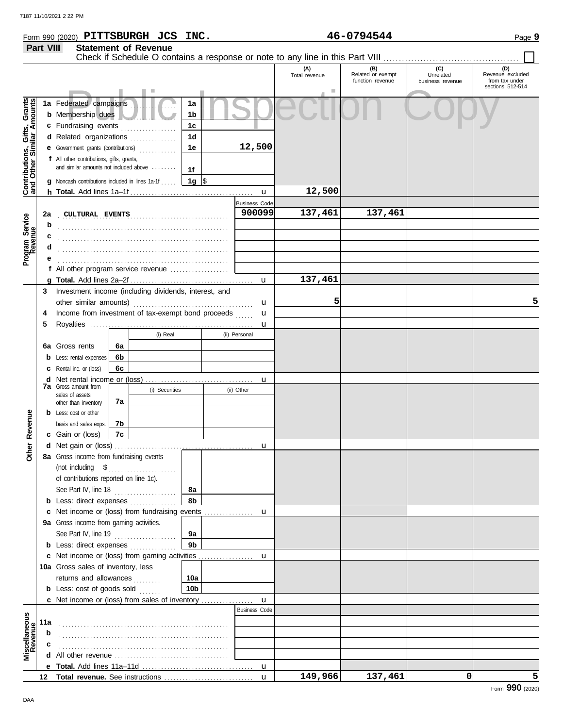7187 11/10/2021 2 22 PM

Form 990 (2020) **PITTSBURGH JCS INC.** **46-0794544** Page **9**

## Part VIII Statement of Revenue

Check if Schedule O contains a response or note to any line in this Part VIII . . . . . . . . . . ☐

Public Inspection Copy

| | | | | (A) Total revenue | (B) Related or exempt function revenue | (C) Unrelated business revenue | (D) Revenue excluded from tax under sections 512-514 |
|---|---|---|---|---|---|---|---|
| **Contributions, Gifts, Grants and Other Similar Amounts** | **1a** Federated campaigns | 1a | | | | | |
| | **b** Membership dues | 1b | | | | | |
| | **c** Fundraising events | 1c | | | | | |
| | **d** Related organizations | 1d | | | | | |
| | **e** Government grants (contributions) | 1e | 12,500 | | | | |
| | **f** All other contributions, gifts, grants, and similar amounts not included above | 1f | | | | | |
| | **g** Noncash contributions included in lines 1a-1f | 1g | $ | | | | |
| | **h Total.** Add lines 1a–1f | | | 12,500 | | | |
| **Program Service Revenue** | | | Business Code | | | | |
| | **2a** CULTURAL EVENTS | | 900099 | 137,461 | 137,461 | | |
| | **b** | | | | | | |
| | **c** | | | | | | |
| | **d** | | | | | | |
| | **e** | | | | | | |
| | **f** All other program service revenue | | | | | | |
| | **g Total.** Add lines 2a–2f | | | 137,461 | | | |
| **Other Revenue** | **3** Investment income (including dividends, interest, and other similar amounts) | | | 5 | | | 5 |
| | **4** Income from investment of tax-exempt bond proceeds | | | | | | |
| | **5** Royalties | | | | | | |
| | | (i) Real | (ii) Personal | | | | |
| | **6a** Gross rents — 6a | | | | | | |
| | **b** Less: rental expenses — 6b | | | | | | |
| | **c** Rental inc. or (loss) — 6c | | | | | | |
| | **d** Net rental income or (loss) | | | | | | |
| | **7a** Gross amount from sales of assets other than inventory | (i) Securities | (ii) Other | | | | |
| | 7a | | | | | | |
| | **b** Less: cost or other basis and sales exps. — 7b | | | | | | |
| | **c** Gain or (loss) — 7c | | | | | | |
| | **d** Net gain or (loss) | | | | | | |
| | **8a** Gross income from fundraising events (not including $ of contributions reported on line 1c). See Part IV, line 18 | 8a | | | | | |
| | **b** Less: direct expenses | 8b | | | | | |
| | **c** Net income or (loss) from fundraising events | | | | | | |
| | **9a** Gross income from gaming activities. See Part IV, line 19 | 9a | | | | | |
| | **b** Less: direct expenses | 9b | | | | | |
| | **c** Net income or (loss) from gaming activities | | | | | | |
| | **10a** Gross sales of inventory, less returns and allowances | 10a | | | | | |
| | **b** Less: cost of goods sold | 10b | | | | | |
| | **c** Net income or (loss) from sales of inventory | | | | | | |
| **Miscellaneous Revenue** | | | Business Code | | | | |
| | **11a** | | | | | | |
| | **b** | | | | | | |
| | **c** | | | | | | |
| | **d** All other revenue | | | | | | |
| | **e Total.** Add lines 11a–11d | | | | | | |
| | **12 Total revenue.** See instructions | | | 149,966 | 137,461 | 0 | 5 |

DAA

Form **990** (2020)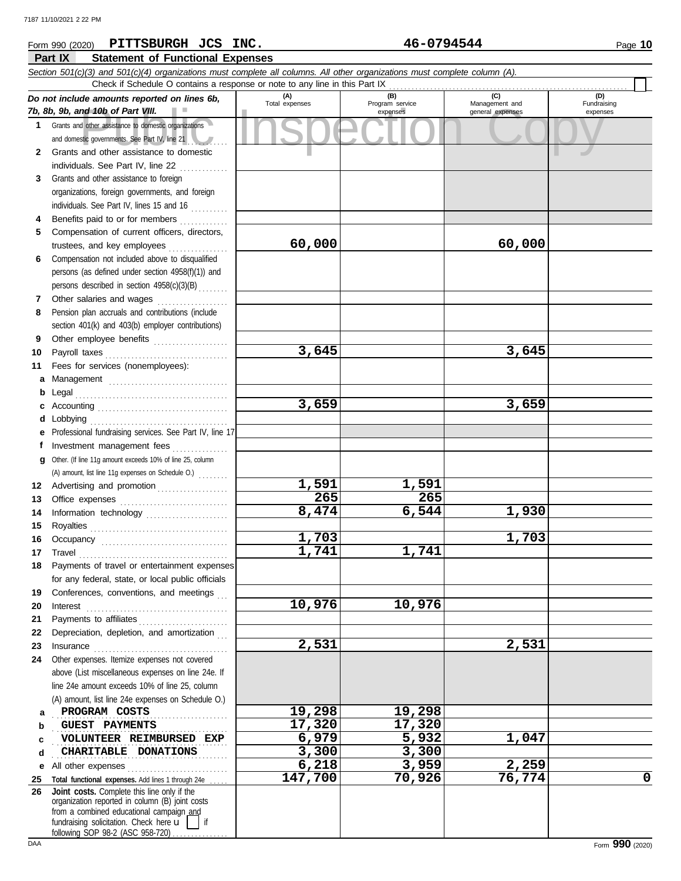Form 990 (2020) **PITTSBURGH JCS INC.** **46-0794544**

## Part IX Statement of Functional Expenses

*Section 501(c)(3) and 501(c)(4) organizations must complete all columns. All other organizations must complete column (A).*

Check if Schedule O contains a response or note to any line in this Part IX

| *Do not include amounts reported on lines 6b, 7b, 8b, 9b, and 10b of Part VIII.* | (A) Total expenses | (B) Program service expenses | (C) Management and general expenses | (D) Fundraising expenses |
|---|---|---|---|---|
| 1 Grants and other assistance to domestic organizations and domestic governments. See Part IV, line 21 | | | | |
| 2 Grants and other assistance to domestic individuals. See Part IV, line 22 | | | | |
| 3 Grants and other assistance to foreign organizations, foreign governments, and foreign individuals. See Part IV, lines 15 and 16 | | | | |
| 4 Benefits paid to or for members | | | | |
| 5 Compensation of current officers, directors, trustees, and key employees | 60,000 | | 60,000 | |
| 6 Compensation not included above to disqualified persons (as defined under section 4958(f)(1)) and persons described in section 4958(c)(3)(B) | | | | |
| 7 Other salaries and wages | | | | |
| 8 Pension plan accruals and contributions (include section 401(k) and 403(b) employer contributions) | | | | |
| 9 Other employee benefits | | | | |
| 10 Payroll taxes | 3,645 | | 3,645 | |
| 11 Fees for services (nonemployees): | | | | |
| a Management | | | | |
| b Legal | | | | |
| c Accounting | 3,659 | | 3,659 | |
| d Lobbying | | | | |
| e Professional fundraising services. See Part IV, line 17 | | | | |
| f Investment management fees | | | | |
| g Other. (If line 11g amount exceeds 10% of line 25, column (A) amount, list line 11g expenses on Schedule O.) | | | | |
| 12 Advertising and promotion | 1,591 | 1,591 | | |
| 13 Office expenses | 265 | 265 | | |
| 14 Information technology | 8,474 | 6,544 | 1,930 | |
| 15 Royalties | | | | |
| 16 Occupancy | 1,703 | | 1,703 | |
| 17 Travel | 1,741 | 1,741 | | |
| 18 Payments of travel or entertainment expenses for any federal, state, or local public officials | | | | |
| 19 Conferences, conventions, and meetings | | | | |
| 20 Interest | 10,976 | 10,976 | | |
| 21 Payments to affiliates | | | | |
| 22 Depreciation, depletion, and amortization | | | | |
| 23 Insurance | 2,531 | | 2,531 | |
| 24 Other expenses. Itemize expenses not covered above (List miscellaneous expenses on line 24e. If line 24e amount exceeds 10% of line 25, column (A) amount, list line 24e expenses on Schedule O.) | | | | |
| a PROGRAM COSTS | 19,298 | 19,298 | | |
| b GUEST PAYMENTS | 17,320 | 17,320 | | |
| c VOLUNTEER REIMBURSED EXP | 6,979 | 5,932 | 1,047 | |
| d CHARITABLE DONATIONS | 3,300 | 3,300 | | |
| e All other expenses | 6,218 | 3,959 | 2,259 | |
| 25 **Total functional expenses.** Add lines 1 through 24e | 147,700 | 70,926 | 76,774 | 0 |
| 26 **Joint costs.** Complete this line only if the organization reported in column (B) joint costs from a combined educational campaign and fundraising solicitation. Check here ☐ if following SOP 98-2 (ASC 958-720) | | | | |

Form **990** (2020)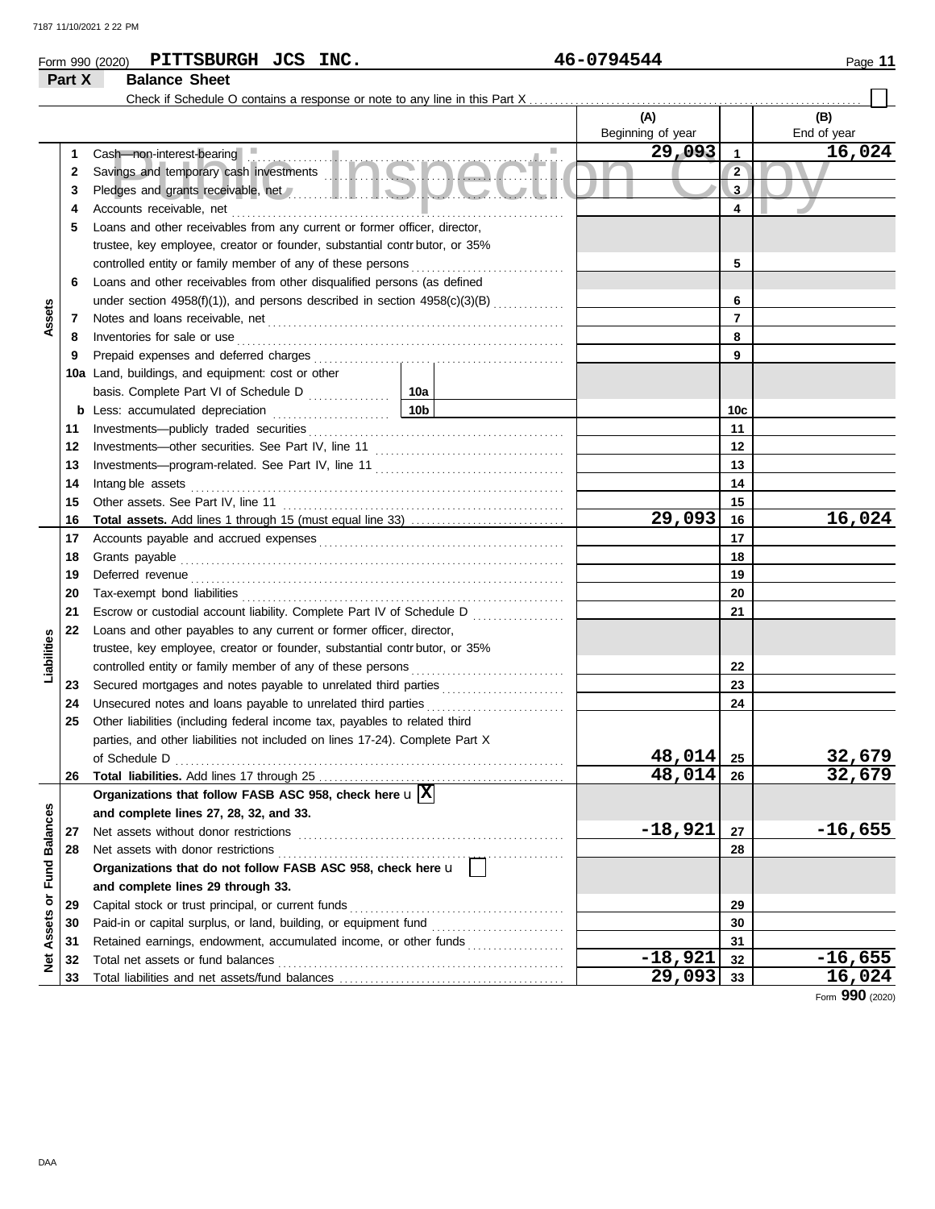Form 990 (2020) **PITTSBURGH JCS INC.** 46-0794544

## Part X Balance Sheet

Check if Schedule O contains a response or note to any line in this Part X ☐

| Section | Line | Description | (A) Beginning of year | Line | (B) End of year |
|---|---|---|---|---|---|
| Assets | 1 | Cash—non-interest-bearing | 29,093 | 1 | 16,024 |
| | 2 | Savings and temporary cash investments | | 2 | |
| | 3 | Pledges and grants receivable, net | | 3 | |
| | 4 | Accounts receivable, net | | 4 | |
| | 5 | Loans and other receivables from any current or former officer, director, trustee, key employee, creator or founder, substantial contributor, or 35% controlled entity or family member of any of these persons | | 5 | |
| | 6 | Loans and other receivables from other disqualified persons (as defined under section 4958(f)(1)), and persons described in section 4958(c)(3)(B) | | 6 | |
| | 7 | Notes and loans receivable, net | | 7 | |
| | 8 | Inventories for sale or use | | 8 | |
| | 9 | Prepaid expenses and deferred charges | | 9 | |
| | 10a | Land, buildings, and equipment: cost or other basis. Complete Part VI of Schedule D — 10a | | | |
| | b | Less: accumulated depreciation — 10b | | 10c | |
| | 11 | Investments—publicly traded securities | | 11 | |
| | 12 | Investments—other securities. See Part IV, line 11 | | 12 | |
| | 13 | Investments—program-related. See Part IV, line 11 | | 13 | |
| | 14 | Intangible assets | | 14 | |
| | 15 | Other assets. See Part IV, line 11 | | 15 | |
| | 16 | **Total assets.** Add lines 1 through 15 (must equal line 33) | 29,093 | 16 | 16,024 |
| Liabilities | 17 | Accounts payable and accrued expenses | | 17 | |
| | 18 | Grants payable | | 18 | |
| | 19 | Deferred revenue | | 19 | |
| | 20 | Tax-exempt bond liabilities | | 20 | |
| | 21 | Escrow or custodial account liability. Complete Part IV of Schedule D | | 21 | |
| | 22 | Loans and other payables to any current or former officer, director, trustee, key employee, creator or founder, substantial contributor, or 35% controlled entity or family member of any of these persons | | 22 | |
| | 23 | Secured mortgages and notes payable to unrelated third parties | | 23 | |
| | 24 | Unsecured notes and loans payable to unrelated third parties | | 24 | |
| | 25 | Other liabilities (including federal income tax, payables to related third parties, and other liabilities not included on lines 17-24). Complete Part X of Schedule D | 48,014 | 25 | 32,679 |
| | 26 | **Total liabilities.** Add lines 17 through 25 | 48,014 | 26 | 32,679 |
| Net Assets or Fund Balances | | **Organizations that follow FASB ASC 958, check here** ☒ **and complete lines 27, 28, 32, and 33.** | | | |
| | 27 | Net assets without donor restrictions | -18,921 | 27 | -16,655 |
| | 28 | Net assets with donor restrictions | | 28 | |
| | | **Organizations that do not follow FASB ASC 958, check here** ☐ **and complete lines 29 through 33.** | | | |
| | 29 | Capital stock or trust principal, or current funds | | 29 | |
| | 30 | Paid-in or capital surplus, or land, building, or equipment fund | | 30 | |
| | 31 | Retained earnings, endowment, accumulated income, or other funds | | 31 | |
| | 32 | Total net assets or fund balances | -18,921 | 32 | -16,655 |
| | 33 | Total liabilities and net assets/fund balances | 29,093 | 33 | 16,024 |

Form **990** (2020)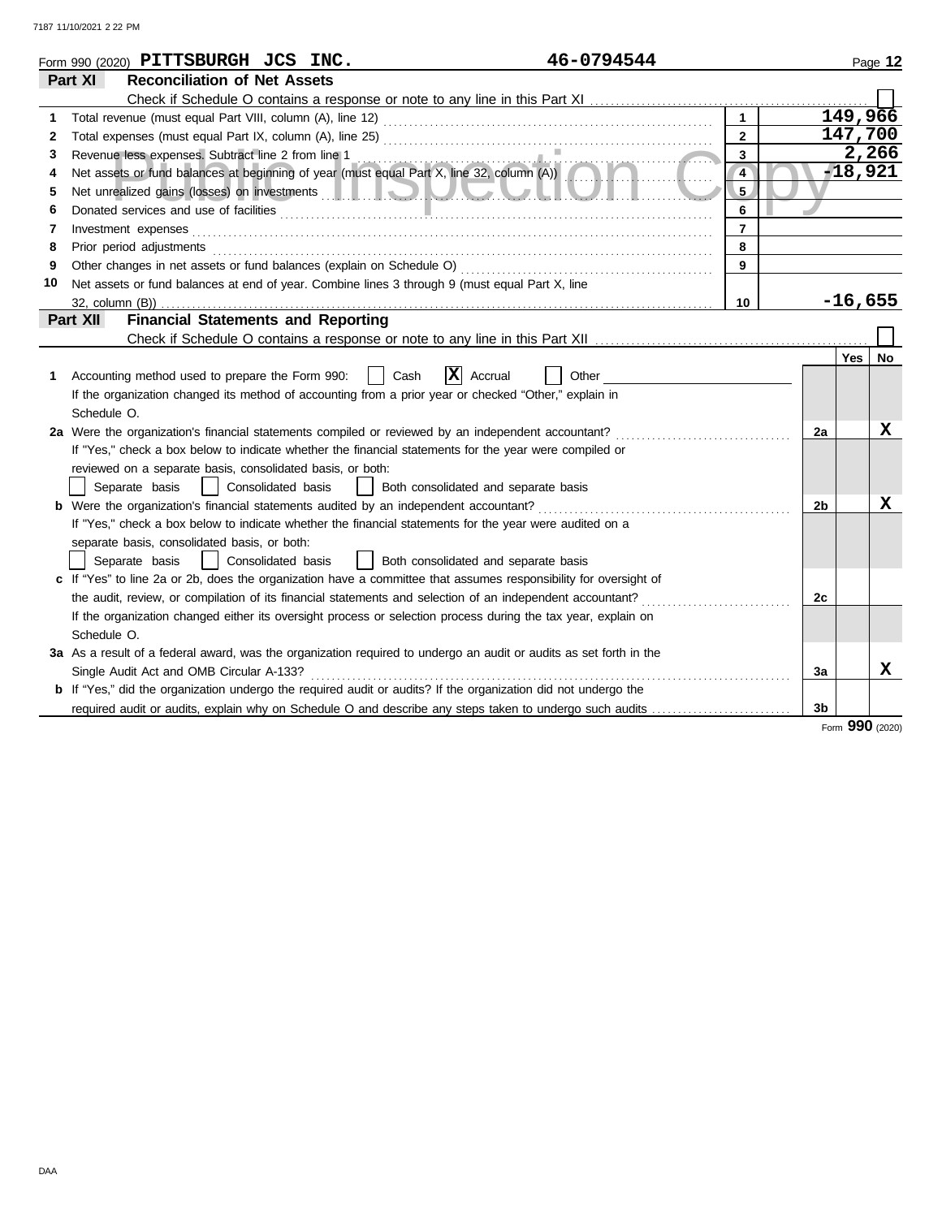Form 990 (2020) **PITTSBURGH JCS INC.** **46-0794544** Page **12**

## Part XI Reconciliation of Net Assets

Check if Schedule O contains a response or note to any line in this Part XI ☐

| | | | |
|---|---|---|---|
| 1 | Total revenue (must equal Part VIII, column (A), line 12) | 1 | 149,966 |
| 2 | Total expenses (must equal Part IX, column (A), line 25) | 2 | 147,700 |
| 3 | Revenue less expenses. Subtract line 2 from line 1 | 3 | 2,266 |
| 4 | Net assets or fund balances at beginning of year (must equal Part X, line 32, column (A)) | 4 | -18,921 |
| 5 | Net unrealized gains (losses) on investments | 5 | |
| 6 | Donated services and use of facilities | 6 | |
| 7 | Investment expenses | 7 | |
| 8 | Prior period adjustments | 8 | |
| 9 | Other changes in net assets or fund balances (explain on Schedule O) | 9 | |
| 10 | Net assets or fund balances at end of year. Combine lines 3 through 9 (must equal Part X, line 32, column (B)) | 10 | -16,655 |

## Part XII Financial Statements and Reporting

Check if Schedule O contains a response or note to any line in this Part XII ☐

| | | | Yes | No |
|---|---|---|---|---|
| 1 | Accounting method used to prepare the Form 990: ☐ Cash ☒ Accrual ☐ Other<br>If the organization changed its method of accounting from a prior year or checked "Other," explain in Schedule O. | | | |
| 2a | Were the organization's financial statements compiled or reviewed by an independent accountant?<br>If "Yes," check a box below to indicate whether the financial statements for the year were compiled or reviewed on a separate basis, consolidated basis, or both:<br>☐ Separate basis ☐ Consolidated basis ☐ Both consolidated and separate basis | 2a | | X |
| b | Were the organization's financial statements audited by an independent accountant?<br>If "Yes," check a box below to indicate whether the financial statements for the year were audited on a separate basis, consolidated basis, or both:<br>☐ Separate basis ☐ Consolidated basis ☐ Both consolidated and separate basis | 2b | | X |
| c | If "Yes" to line 2a or 2b, does the organization have a committee that assumes responsibility for oversight of the audit, review, or compilation of its financial statements and selection of an independent accountant?<br>If the organization changed either its oversight process or selection process during the tax year, explain on Schedule O. | 2c | | |
| 3a | As a result of a federal award, was the organization required to undergo an audit or audits as set forth in the Single Audit Act and OMB Circular A-133? | 3a | | X |
| b | If "Yes," did the organization undergo the required audit or audits? If the organization did not undergo the required audit or audits, explain why on Schedule O and describe any steps taken to undergo such audits | 3b | | |

Form **990** (2020)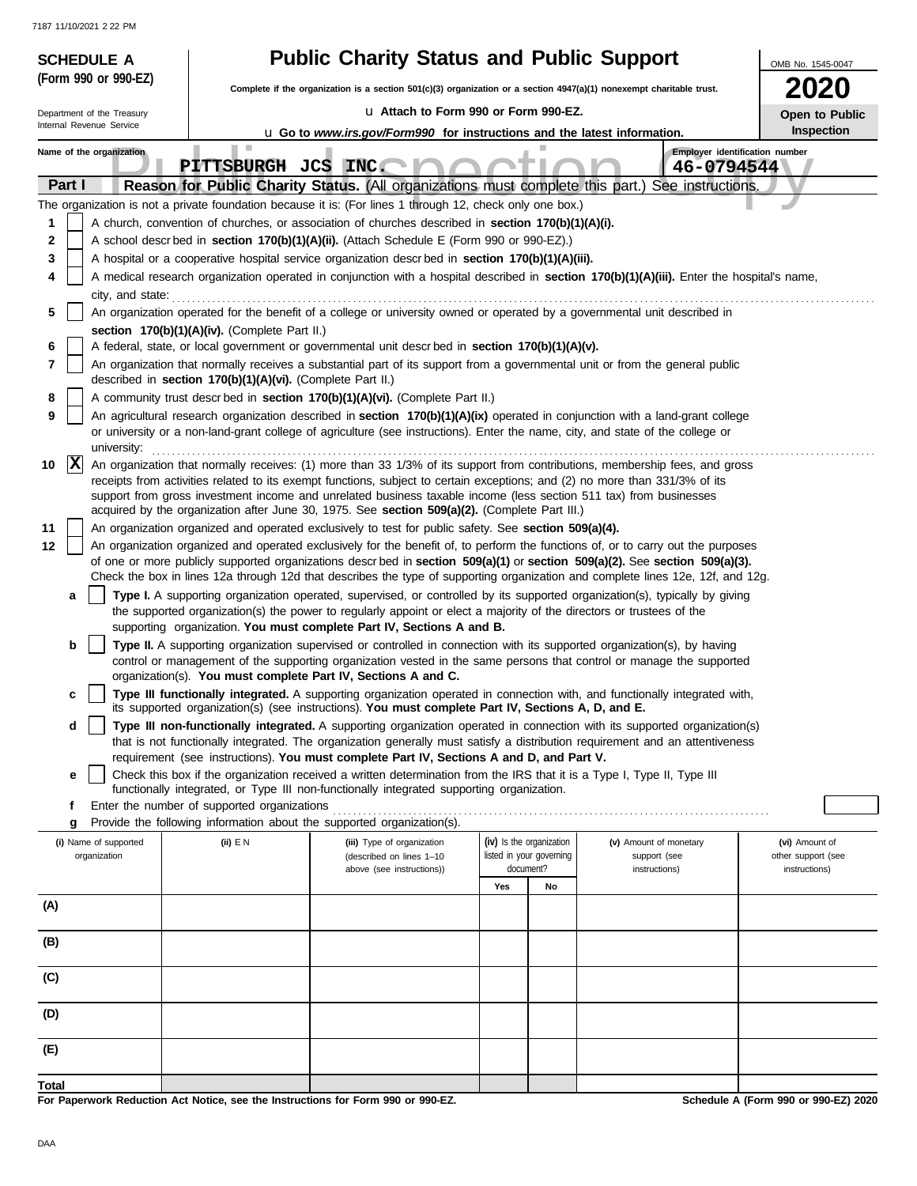**SCHEDULE A (Form 990 or 990-EZ)**

Department of the Treasury
Internal Revenue Service

# Public Charity Status and Public Support

**Complete if the organization is a section 501(c)(3) organization or a section 4947(a)(1) nonexempt charitable trust.**

u **Attach to Form 990 or Form 990-EZ.**

u **Go to *www.irs.gov/Form990* for instructions and the latest information.**

OMB No. 1545-0047

**2020**

**Open to Public Inspection**

**Name of the organization:** PITTSBURGH JCS INC.

**Employer identification number:** 46-0794544

## Part I — Reason for Public Charity Status. (All organizations must complete this part.) See instructions.

The organization is not a private foundation because it is: (For lines 1 through 12, check only one box.)

1. [ ] A church, convention of churches, or association of churches described in **section 170(b)(1)(A)(i).**
2. [ ] A school described in **section 170(b)(1)(A)(ii).** (Attach Schedule E (Form 990 or 990-EZ).)
3. [ ] A hospital or a cooperative hospital service organization described in **section 170(b)(1)(A)(iii).**
4. [ ] A medical research organization operated in conjunction with a hospital described in **section 170(b)(1)(A)(iii).** Enter the hospital's name, city, and state:
5. [ ] An organization operated for the benefit of a college or university owned or operated by a governmental unit described in **section 170(b)(1)(A)(iv).** (Complete Part II.)
6. [ ] A federal, state, or local government or governmental unit described in **section 170(b)(1)(A)(v).**
7. [ ] An organization that normally receives a substantial part of its support from a governmental unit or from the general public described in **section 170(b)(1)(A)(vi).** (Complete Part II.)
8. [ ] A community trust described in **section 170(b)(1)(A)(vi).** (Complete Part II.)
9. [ ] An agricultural research organization described in **section 170(b)(1)(A)(ix)** operated in conjunction with a land-grant college or university or a non-land-grant college of agriculture (see instructions). Enter the name, city, and state of the college or university:
10. [X] An organization that normally receives: (1) more than 33 1/3% of its support from contributions, membership fees, and gross receipts from activities related to its exempt functions, subject to certain exceptions; and (2) no more than 331/3% of its support from gross investment income and unrelated business taxable income (less section 511 tax) from businesses acquired by the organization after June 30, 1975. See **section 509(a)(2).** (Complete Part III.)
11. [ ] An organization organized and operated exclusively to test for public safety. See **section 509(a)(4).**
12. [ ] An organization organized and operated exclusively for the benefit of, to perform the functions of, or to carry out the purposes of one or more publicly supported organizations described in **section 509(a)(1)** or **section 509(a)(2).** See **section 509(a)(3).** Check the box in lines 12a through 12d that describes the type of supporting organization and complete lines 12e, 12f, and 12g.
   - **a** [ ] **Type I.** A supporting organization operated, supervised, or controlled by its supported organization(s), typically by giving the supported organization(s) the power to regularly appoint or elect a majority of the directors or trustees of the supporting organization. **You must complete Part IV, Sections A and B.**
   - **b** [ ] **Type II.** A supporting organization supervised or controlled in connection with its supported organization(s), by having control or management of the supporting organization vested in the same persons that control or manage the supported organization(s). **You must complete Part IV, Sections A and C.**
   - **c** [ ] **Type III functionally integrated.** A supporting organization operated in connection with, and functionally integrated with, its supported organization(s) (see instructions). **You must complete Part IV, Sections A, D, and E.**
   - **d** [ ] **Type III non-functionally integrated.** A supporting organization operated in connection with its supported organization(s) that is not functionally integrated. The organization generally must satisfy a distribution requirement and an attentiveness requirement (see instructions). **You must complete Part IV, Sections A and D, and Part V.**
   - **e** [ ] Check this box if the organization received a written determination from the IRS that it is a Type I, Type II, Type III functionally integrated, or Type III non-functionally integrated supporting organization.
   - **f** Enter the number of supported organizations
   - **g** Provide the following information about the supported organization(s).

| (i) Name of supported organization | (ii) EIN | (iii) Type of organization (described on lines 1–10 above (see instructions)) | (iv) Is the organization listed in your governing document? | | (v) Amount of monetary support (see instructions) | (vi) Amount of other support (see instructions) |
|---|---|---|---|---|---|---|
| | | | Yes | No | | |
| (A) | | | | | | |
| (B) | | | | | | |
| (C) | | | | | | |
| (D) | | | | | | |
| (E) | | | | | | |
| **Total** | | | | | | |

**For Paperwork Reduction Act Notice, see the Instructions for Form 990 or 990-EZ.**

**Schedule A (Form 990 or 990-EZ) 2020**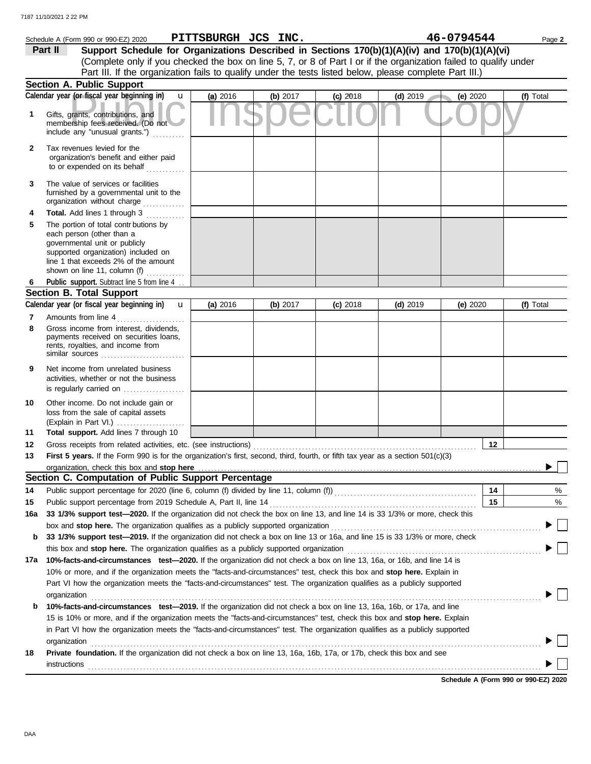Schedule A (Form 990 or 990-EZ) 2020 **PITTSBURGH JCS INC.** **46-0794544** Page **2**

**Part II** **Support Schedule for Organizations Described in Sections 170(b)(1)(A)(iv) and 170(b)(1)(A)(vi)**
(Complete only if you checked the box on line 5, 7, or 8 of Part I or if the organization failed to qualify under Part III. If the organization fails to qualify under the tests listed below, please complete Part III.)

Public Inspection Copy

### Section A. Public Support

| Calendar year (or fiscal year beginning in) | (a) 2016 | (b) 2017 | (c) 2018 | (d) 2019 | (e) 2020 | (f) Total |
|---|---|---|---|---|---|---|
| **1** Gifts, grants, contributions, and membership fees received. (Do not include any "unusual grants.") | | | | | | |
| **2** Tax revenues levied for the organization's benefit and either paid to or expended on its behalf | | | | | | |
| **3** The value of services or facilities furnished by a governmental unit to the organization without charge | | | | | | |
| **4** **Total.** Add lines 1 through 3 | | | | | | |
| **5** The portion of total contributions by each person (other than a governmental unit or publicly supported organization) included on line 1 that exceeds 2% of the amount shown on line 11, column (f) | | | | | | |
| **6** **Public support.** Subtract line 5 from line 4 | | | | | | |

### Section B. Total Support

| Calendar year (or fiscal year beginning in) | (a) 2016 | (b) 2017 | (c) 2018 | (d) 2019 | (e) 2020 | (f) Total |
|---|---|---|---|---|---|---|
| **7** Amounts from line 4 | | | | | | |
| **8** Gross income from interest, dividends, payments received on securities loans, rents, royalties, and income from similar sources | | | | | | |
| **9** Net income from unrelated business activities, whether or not the business is regularly carried on | | | | | | |
| **10** Other income. Do not include gain or loss from the sale of capital assets (Explain in Part VI.) | | | | | | |
| **11** **Total support.** Add lines 7 through 10 | | | | | | |

**12** Gross receipts from related activities, etc. (see instructions) **12**

**13** **First 5 years.** If the Form 990 is for the organization's first, second, third, fourth, or fifth tax year as a section 501(c)(3) organization, check this box and **stop here** ☐

### Section C. Computation of Public Support Percentage

**14** Public support percentage for 2020 (line 6, column (f) divided by line 11, column (f)) **14** %

**15** Public support percentage from 2019 Schedule A, Part II, line 14 **15** %

**16a** **33 1/3% support test—2020.** If the organization did not check the box on line 13, and line 14 is 33 1/3% or more, check this box and **stop here.** The organization qualifies as a publicly supported organization ☐

**b** **33 1/3% support test—2019.** If the organization did not check a box on line 13 or 16a, and line 15 is 33 1/3% or more, check this box and **stop here.** The organization qualifies as a publicly supported organization ☐

**17a** **10%-facts-and-circumstances test—2020.** If the organization did not check a box on line 13, 16a, or 16b, and line 14 is 10% or more, and if the organization meets the "facts-and-circumstances" test, check this box and **stop here.** Explain in Part VI how the organization meets the "facts-and-circumstances" test. The organization qualifies as a publicly supported organization ☐

**b** **10%-facts-and-circumstances test—2019.** If the organization did not check a box on line 13, 16a, 16b, or 17a, and line 15 is 10% or more, and if the organization meets the "facts-and-circumstances" test, check this box and **stop here.** Explain in Part VI how the organization meets the "facts-and-circumstances" test. The organization qualifies as a publicly supported organization ☐

**18** **Private foundation.** If the organization did not check a box on line 13, 16a, 16b, 17a, or 17b, check this box and see instructions ☐

**Schedule A (Form 990 or 990-EZ) 2020**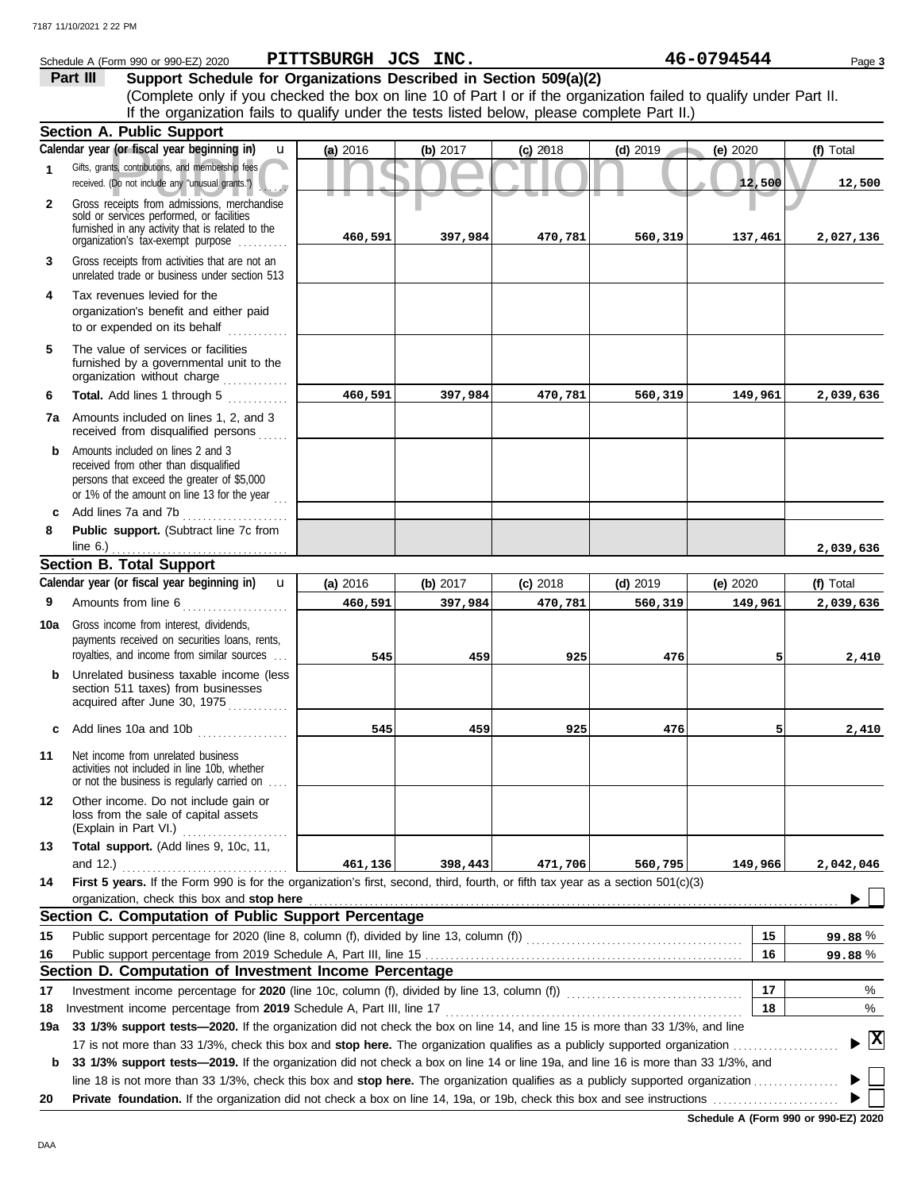Schedule A (Form 990 or 990-EZ) 2020 **PITTSBURGH JCS INC.** **46-0794544** Page **3**

## Part III Support Schedule for Organizations Described in Section 509(a)(2)

(Complete only if you checked the box on line 10 of Part I or if the organization failed to qualify under Part II. If the organization fails to qualify under the tests listed below, please complete Part II.)

### Section A. Public Support

| Calendar year (or fiscal year beginning in) | (a) 2016 | (b) 2017 | (c) 2018 | (d) 2019 | (e) 2020 | (f) Total |
|---|---|---|---|---|---|---|
| **1** Gifts, grants, contributions, and membership fees received. (Do not include any "unusual grants.") | | | | | 12,500 | 12,500 |
| **2** Gross receipts from admissions, merchandise sold or services performed, or facilities furnished in any activity that is related to the organization's tax-exempt purpose | 460,591 | 397,984 | 470,781 | 560,319 | 137,461 | 2,027,136 |
| **3** Gross receipts from activities that are not an unrelated trade or business under section 513 | | | | | | |
| **4** Tax revenues levied for the organization's benefit and either paid to or expended on its behalf | | | | | | |
| **5** The value of services or facilities furnished by a governmental unit to the organization without charge | | | | | | |
| **6** **Total.** Add lines 1 through 5 | 460,591 | 397,984 | 470,781 | 560,319 | 149,961 | 2,039,636 |
| **7a** Amounts included on lines 1, 2, and 3 received from disqualified persons | | | | | | |
| **b** Amounts included on lines 2 and 3 received from other than disqualified persons that exceed the greater of $5,000 or 1% of the amount on line 13 for the year | | | | | | |
| **c** Add lines 7a and 7b | | | | | | |
| **8** **Public support.** (Subtract line 7c from line 6.) | | | | | | 2,039,636 |

### Section B. Total Support

| Calendar year (or fiscal year beginning in) | (a) 2016 | (b) 2017 | (c) 2018 | (d) 2019 | (e) 2020 | (f) Total |
|---|---|---|---|---|---|---|
| **9** Amounts from line 6 | 460,591 | 397,984 | 470,781 | 560,319 | 149,961 | 2,039,636 |
| **10a** Gross income from interest, dividends, payments received on securities loans, rents, royalties, and income from similar sources | 545 | 459 | 925 | 476 | 5 | 2,410 |
| **b** Unrelated business taxable income (less section 511 taxes) from businesses acquired after June 30, 1975 | | | | | | |
| **c** Add lines 10a and 10b | 545 | 459 | 925 | 476 | 5 | 2,410 |
| **11** Net income from unrelated business activities not included in line 10b, whether or not the business is regularly carried on | | | | | | |
| **12** Other income. Do not include gain or loss from the sale of capital assets (Explain in Part VI.) | | | | | | |
| **13** **Total support.** (Add lines 9, 10c, 11, and 12.) | 461,136 | 398,443 | 471,706 | 560,795 | 149,966 | 2,042,046 |

**14** **First 5 years.** If the Form 990 is for the organization's first, second, third, fourth, or fifth tax year as a section 501(c)(3) organization, check this box and **stop here** ☐

### Section C. Computation of Public Support Percentage

| | | | |
|---|---|---|---|
| **15** | Public support percentage for 2020 (line 8, column (f), divided by line 13, column (f)) | 15 | 99.88 % |
| **16** | Public support percentage from 2019 Schedule A, Part III, line 15 | 16 | 99.88 % |

### Section D. Computation of Investment Income Percentage

| | | | |
|---|---|---|---|
| **17** | Investment income percentage for **2020** (line 10c, column (f), divided by line 13, column (f)) | 17 | % |
| **18** | Investment income percentage from **2019** Schedule A, Part III, line 17 | 18 | % |

**19a** **33 1/3% support tests—2020.** If the organization did not check the box on line 14, and line 15 is more than 33 1/3%, and line 17 is not more than 33 1/3%, check this box and **stop here.** The organization qualifies as a publicly supported organization ☒

**b** **33 1/3% support tests—2019.** If the organization did not check a box on line 14 or line 19a, and line 16 is more than 33 1/3%, and line 18 is not more than 33 1/3%, check this box and **stop here.** The organization qualifies as a publicly supported organization ☐

**20** **Private foundation.** If the organization did not check a box on line 14, 19a, or 19b, check this box and see instructions ☐

**Schedule A (Form 990 or 990-EZ) 2020**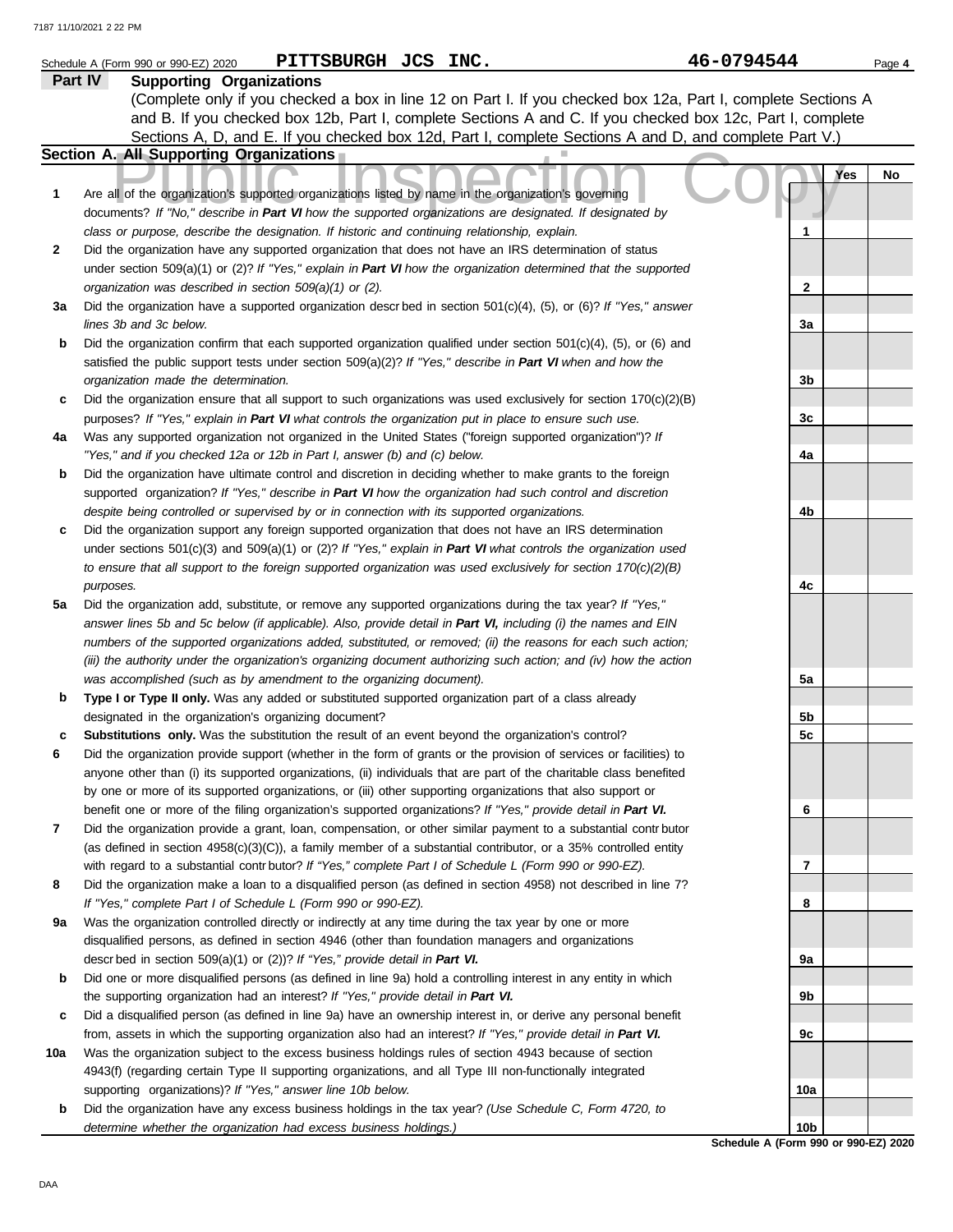Schedule A (Form 990 or 990-EZ) 2020 **PITTSBURGH JCS INC.** **46-0794544**

## Part IV Supporting Organizations

(Complete only if you checked a box in line 12 on Part I. If you checked box 12a, Part I, complete Sections A and B. If you checked box 12b, Part I, complete Sections A and C. If you checked box 12c, Part I, complete Sections A, D, and E. If you checked box 12d, Part I, complete Sections A and D, and complete Part V.)

### Section A. All Supporting Organizations

| | | | Yes | No |
|---|---|---|---|---|
| **1** | Are all of the organization's supported organizations listed by name in the organization's governing documents? *If "No," describe in **Part VI** how the supported organizations are designated. If designated by class or purpose, describe the designation. If historic and continuing relationship, explain.* | 1 | | |
| **2** | Did the organization have any supported organization that does not have an IRS determination of status under section 509(a)(1) or (2)? *If "Yes," explain in **Part VI** how the organization determined that the supported organization was described in section 509(a)(1) or (2).* | 2 | | |
| **3a** | Did the organization have a supported organization described in section 501(c)(4), (5), or (6)? *If "Yes," answer lines 3b and 3c below.* | 3a | | |
| **b** | Did the organization confirm that each supported organization qualified under section 501(c)(4), (5), or (6) and satisfied the public support tests under section 509(a)(2)? *If "Yes," describe in **Part VI** when and how the organization made the determination.* | 3b | | |
| **c** | Did the organization ensure that all support to such organizations was used exclusively for section 170(c)(2)(B) purposes? *If "Yes," explain in **Part VI** what controls the organization put in place to ensure such use.* | 3c | | |
| **4a** | Was any supported organization not organized in the United States ("foreign supported organization")? *If "Yes," and if you checked 12a or 12b in Part I, answer (b) and (c) below.* | 4a | | |
| **b** | Did the organization have ultimate control and discretion in deciding whether to make grants to the foreign supported organization? *If "Yes," describe in **Part VI** how the organization had such control and discretion despite being controlled or supervised by or in connection with its supported organizations.* | 4b | | |
| **c** | Did the organization support any foreign supported organization that does not have an IRS determination under sections 501(c)(3) and 509(a)(1) or (2)? *If "Yes," explain in **Part VI** what controls the organization used to ensure that all support to the foreign supported organization was used exclusively for section 170(c)(2)(B) purposes.* | 4c | | |
| **5a** | Did the organization add, substitute, or remove any supported organizations during the tax year? *If "Yes," answer lines 5b and 5c below (if applicable). Also, provide detail in **Part VI,** including (i) the names and EIN numbers of the supported organizations added, substituted, or removed; (ii) the reasons for each such action; (iii) the authority under the organization's organizing document authorizing such action; and (iv) how the action was accomplished (such as by amendment to the organizing document).* | 5a | | |
| **b** | **Type I or Type II only.** Was any added or substituted supported organization part of a class already designated in the organization's organizing document? | 5b | | |
| **c** | **Substitutions only.** Was the substitution the result of an event beyond the organization's control? | 5c | | |
| **6** | Did the organization provide support (whether in the form of grants or the provision of services or facilities) to anyone other than (i) its supported organizations, (ii) individuals that are part of the charitable class benefited by one or more of its supported organizations, or (iii) other supporting organizations that also support or benefit one or more of the filing organization's supported organizations? *If "Yes," provide detail in **Part VI.*** | 6 | | |
| **7** | Did the organization provide a grant, loan, compensation, or other similar payment to a substantial contributor (as defined in section 4958(c)(3)(C)), a family member of a substantial contributor, or a 35% controlled entity with regard to a substantial contributor? *If "Yes," complete Part I of Schedule L (Form 990 or 990-EZ).* | 7 | | |
| **8** | Did the organization make a loan to a disqualified person (as defined in section 4958) not described in line 7? *If "Yes," complete Part I of Schedule L (Form 990 or 990-EZ).* | 8 | | |
| **9a** | Was the organization controlled directly or indirectly at any time during the tax year by one or more disqualified persons, as defined in section 4946 (other than foundation managers and organizations described in section 509(a)(1) or (2))? *If "Yes," provide detail in **Part VI.*** | 9a | | |
| **b** | Did one or more disqualified persons (as defined in line 9a) hold a controlling interest in any entity in which the supporting organization had an interest? *If "Yes," provide detail in **Part VI.*** | 9b | | |
| **c** | Did a disqualified person (as defined in line 9a) have an ownership interest in, or derive any personal benefit from, assets in which the supporting organization also had an interest? *If "Yes," provide detail in **Part VI.*** | 9c | | |
| **10a** | Was the organization subject to the excess business holdings rules of section 4943 because of section 4943(f) (regarding certain Type II supporting organizations, and all Type III non-functionally integrated supporting organizations)? *If "Yes," answer line 10b below.* | 10a | | |
| **b** | Did the organization have any excess business holdings in the tax year? *(Use Schedule C, Form 4720, to determine whether the organization had excess business holdings.)* | 10b | | |

**Schedule A (Form 990 or 990-EZ) 2020**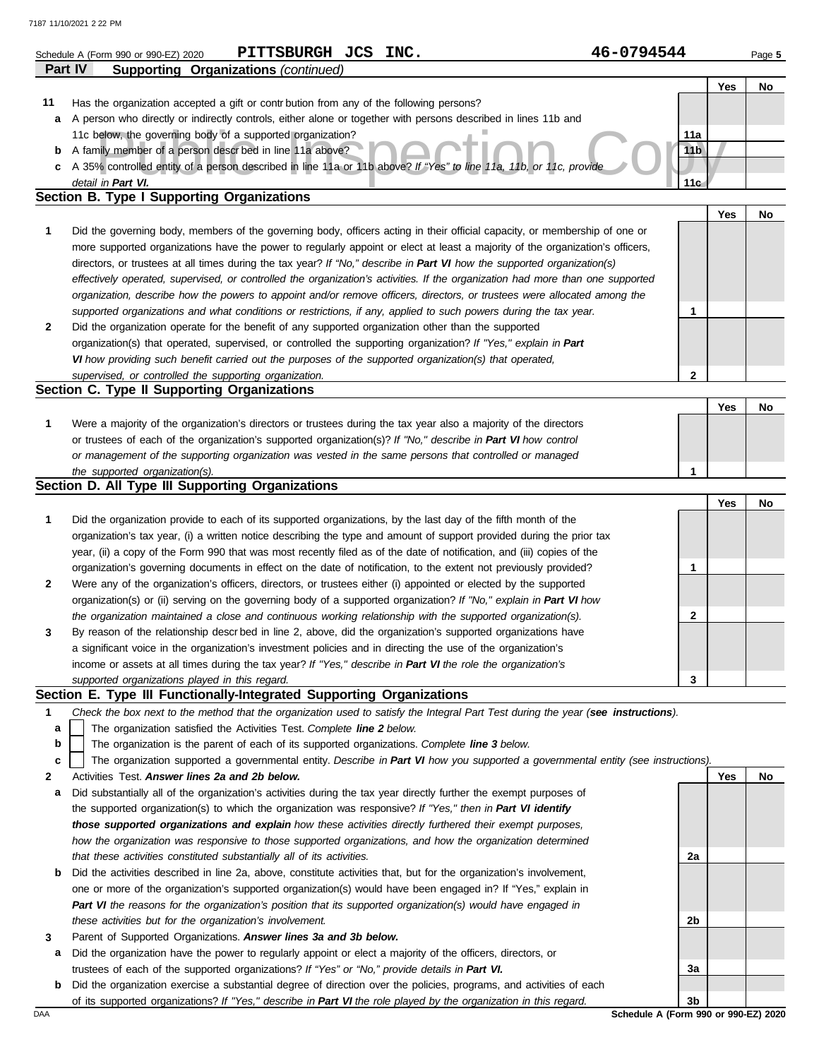Schedule A (Form 990 or 990-EZ) 2020 **PITTSBURGH JCS INC.** **46-0794544**

## Part IV Supporting Organizations *(continued)*

| | | | Yes | No |
|---|---|---|---|---|
| **11** | Has the organization accepted a gift or contribution from any of the following persons? | | | |
| **a** | A person who directly or indirectly controls, either alone or together with persons described in lines 11b and 11c below, the governing body of a supported organization? | 11a | | |
| **b** | A family member of a person described in line 11a above? | 11b | | |
| **c** | A 35% controlled entity of a person described in line 11a or 11b above? *If "Yes" to line 11a, 11b, or 11c, provide detail in* ***Part VI.*** | 11c | | |

### Section B. Type I Supporting Organizations

| | | | Yes | No |
|---|---|---|---|---|
| **1** | Did the governing body, members of the governing body, officers acting in their official capacity, or membership of one or more supported organizations have the power to regularly appoint or elect at least a majority of the organization's officers, directors, or trustees at all times during the tax year? *If "No," describe in* ***Part VI*** *how the supported organization(s) effectively operated, supervised, or controlled the organization's activities. If the organization had more than one supported organization, describe how the powers to appoint and/or remove officers, directors, or trustees were allocated among the supported organizations and what conditions or restrictions, if any, applied to such powers during the tax year.* | 1 | | |
| **2** | Did the organization operate for the benefit of any supported organization other than the supported organization(s) that operated, supervised, or controlled the supporting organization? *If "Yes," explain in* ***Part VI*** *how providing such benefit carried out the purposes of the supported organization(s) that operated, supervised, or controlled the supporting organization.* | 2 | | |

### Section C. Type II Supporting Organizations

| | | | Yes | No |
|---|---|---|---|---|
| **1** | Were a majority of the organization's directors or trustees during the tax year also a majority of the directors or trustees of each of the organization's supported organization(s)? *If "No," describe in* ***Part VI*** *how control or management of the supporting organization was vested in the same persons that controlled or managed the supported organization(s).* | 1 | | |

### Section D. All Type III Supporting Organizations

| | | | Yes | No |
|---|---|---|---|---|
| **1** | Did the organization provide to each of its supported organizations, by the last day of the fifth month of the organization's tax year, (i) a written notice describing the type and amount of support provided during the prior tax year, (ii) a copy of the Form 990 that was most recently filed as of the date of notification, and (iii) copies of the organization's governing documents in effect on the date of notification, to the extent not previously provided? | 1 | | |
| **2** | Were any of the organization's officers, directors, or trustees either (i) appointed or elected by the supported organization(s) or (ii) serving on the governing body of a supported organization? *If "No," explain in* ***Part VI*** *how the organization maintained a close and continuous working relationship with the supported organization(s).* | 2 | | |
| **3** | By reason of the relationship described in line 2, above, did the organization's supported organizations have a significant voice in the organization's investment policies and in directing the use of the organization's income or assets at all times during the tax year? *If "Yes," describe in* ***Part VI*** *the role the organization's supported organizations played in this regard.* | 3 | | |

### Section E. Type III Functionally-Integrated Supporting Organizations

**1** *Check the box next to the method that the organization used to satisfy the Integral Part Test during the year (**see instructions**).*

- **a** ☐ The organization satisfied the Activities Test. *Complete **line 2** below.*
- **b** ☐ The organization is the parent of each of its supported organizations. *Complete **line 3** below.*
- **c** ☐ The organization supported a governmental entity. *Describe in **Part VI** how you supported a governmental entity (see instructions).*

| | | | Yes | No |
|---|---|---|---|---|
| **2** | Activities Test. ***Answer lines 2a and 2b below.*** | | | |
| **a** | Did substantially all of the organization's activities during the tax year directly further the exempt purposes of the supported organization(s) to which the organization was responsive? *If "Yes," then in* ***Part VI identify those supported organizations and explain*** *how these activities directly furthered their exempt purposes, how the organization was responsive to those supported organizations, and how the organization determined that these activities constituted substantially all of its activities.* | 2a | | |
| **b** | Did the activities described in line 2a, above, constitute activities that, but for the organization's involvement, one or more of the organization's supported organization(s) would have been engaged in? If "Yes," explain in ***Part VI*** *the reasons for the organization's position that its supported organization(s) would have engaged in these activities but for the organization's involvement.* | 2b | | |
| **3** | Parent of Supported Organizations. ***Answer lines 3a and 3b below.*** | | | |
| **a** | Did the organization have the power to regularly appoint or elect a majority of the officers, directors, or trustees of each of the supported organizations? *If "Yes" or "No," provide details in* ***Part VI.*** | 3a | | |
| **b** | Did the organization exercise a substantial degree of direction over the policies, programs, and activities of each of its supported organizations? *If "Yes," describe in* ***Part VI*** *the role played by the organization in this regard.* | 3b | | |

DAA **Schedule A (Form 990 or 990-EZ) 2020**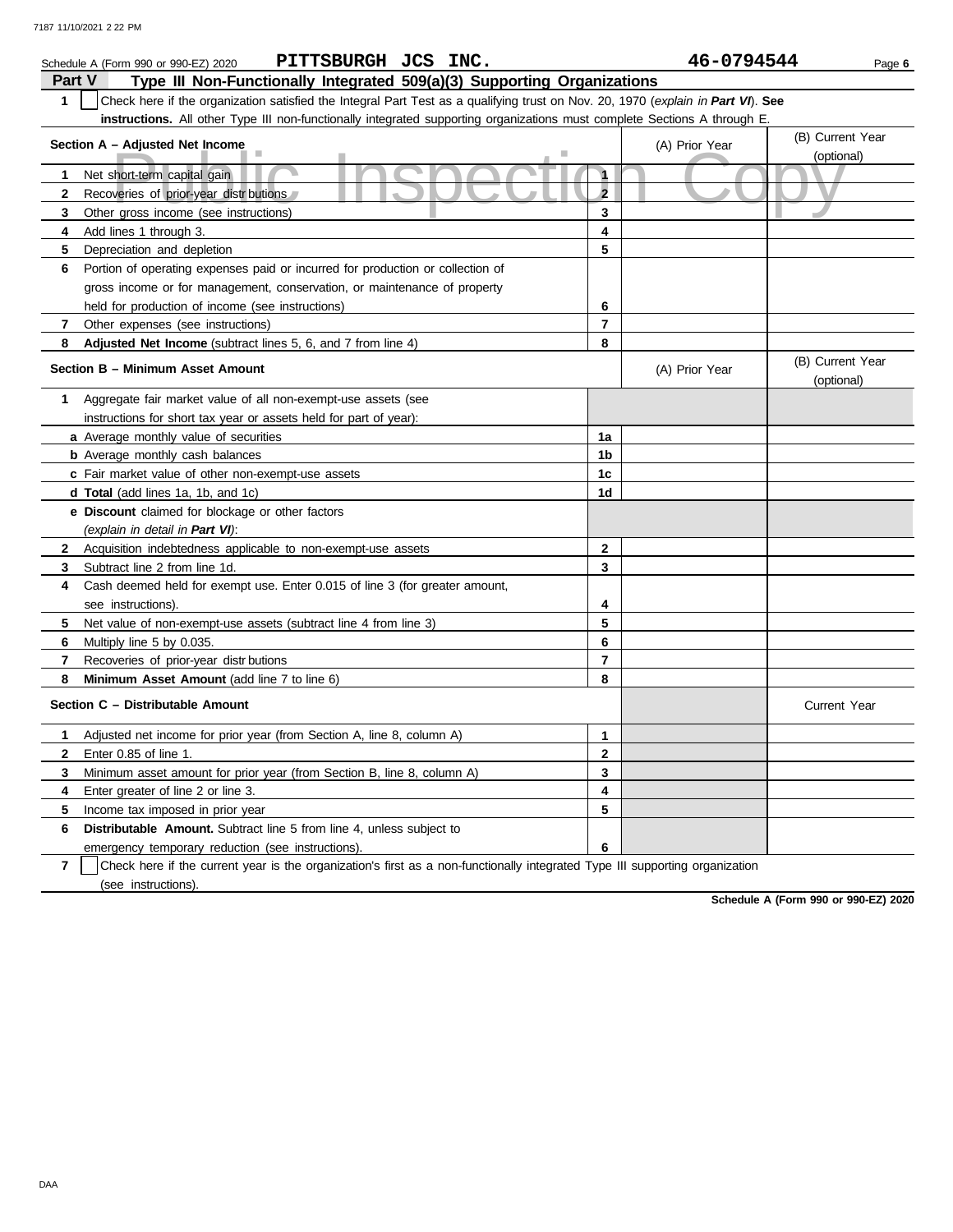Schedule A (Form 990 or 990-EZ) 2020 PITTSBURGH JCS INC. 46-0794544

## Part V Type III Non-Functionally Integrated 509(a)(3) Supporting Organizations

1 ☐ Check here if the organization satisfied the Integral Part Test as a qualifying trust on Nov. 20, 1970 (*explain in **Part VI***). **See instructions.** All other Type III non-functionally integrated supporting organizations must complete Sections A through E.

| **Section A – Adjusted Net Income** | | (A) Prior Year | (B) Current Year (optional) |
|---|---|---|---|
| **1** Net short-term capital gain | 1 | | |
| **2** Recoveries of prior-year distributions | 2 | | |
| **3** Other gross income (see instructions) | 3 | | |
| **4** Add lines 1 through 3. | 4 | | |
| **5** Depreciation and depletion | 5 | | |
| **6** Portion of operating expenses paid or incurred for production or collection of gross income or for management, conservation, or maintenance of property held for production of income (see instructions) | 6 | | |
| **7** Other expenses (see instructions) | 7 | | |
| **8** **Adjusted Net Income** (subtract lines 5, 6, and 7 from line 4) | 8 | | |

| **Section B – Minimum Asset Amount** | | (A) Prior Year | (B) Current Year (optional) |
|---|---|---|---|
| **1** Aggregate fair market value of all non-exempt-use assets (see instructions for short tax year or assets held for part of year): | | | |
| **a** Average monthly value of securities | 1a | | |
| **b** Average monthly cash balances | 1b | | |
| **c** Fair market value of other non-exempt-use assets | 1c | | |
| **d** **Total** (add lines 1a, 1b, and 1c) | 1d | | |
| **e** **Discount** claimed for blockage or other factors (*explain in detail in **Part VI***): | | | |
| **2** Acquisition indebtedness applicable to non-exempt-use assets | 2 | | |
| **3** Subtract line 2 from line 1d. | 3 | | |
| **4** Cash deemed held for exempt use. Enter 0.015 of line 3 (for greater amount, see instructions). | 4 | | |
| **5** Net value of non-exempt-use assets (subtract line 4 from line 3) | 5 | | |
| **6** Multiply line 5 by 0.035. | 6 | | |
| **7** Recoveries of prior-year distributions | 7 | | |
| **8** **Minimum Asset Amount** (add line 7 to line 6) | 8 | | |

| **Section C – Distributable Amount** | | | Current Year |
|---|---|---|---|
| **1** Adjusted net income for prior year (from Section A, line 8, column A) | 1 | | |
| **2** Enter 0.85 of line 1. | 2 | | |
| **3** Minimum asset amount for prior year (from Section B, line 8, column A) | 3 | | |
| **4** Enter greater of line 2 or line 3. | 4 | | |
| **5** Income tax imposed in prior year | 5 | | |
| **6** **Distributable Amount.** Subtract line 5 from line 4, unless subject to emergency temporary reduction (see instructions). | 6 | | |

7 ☐ Check here if the current year is the organization's first as a non-functionally integrated Type III supporting organization (see instructions).

**Schedule A (Form 990 or 990-EZ) 2020**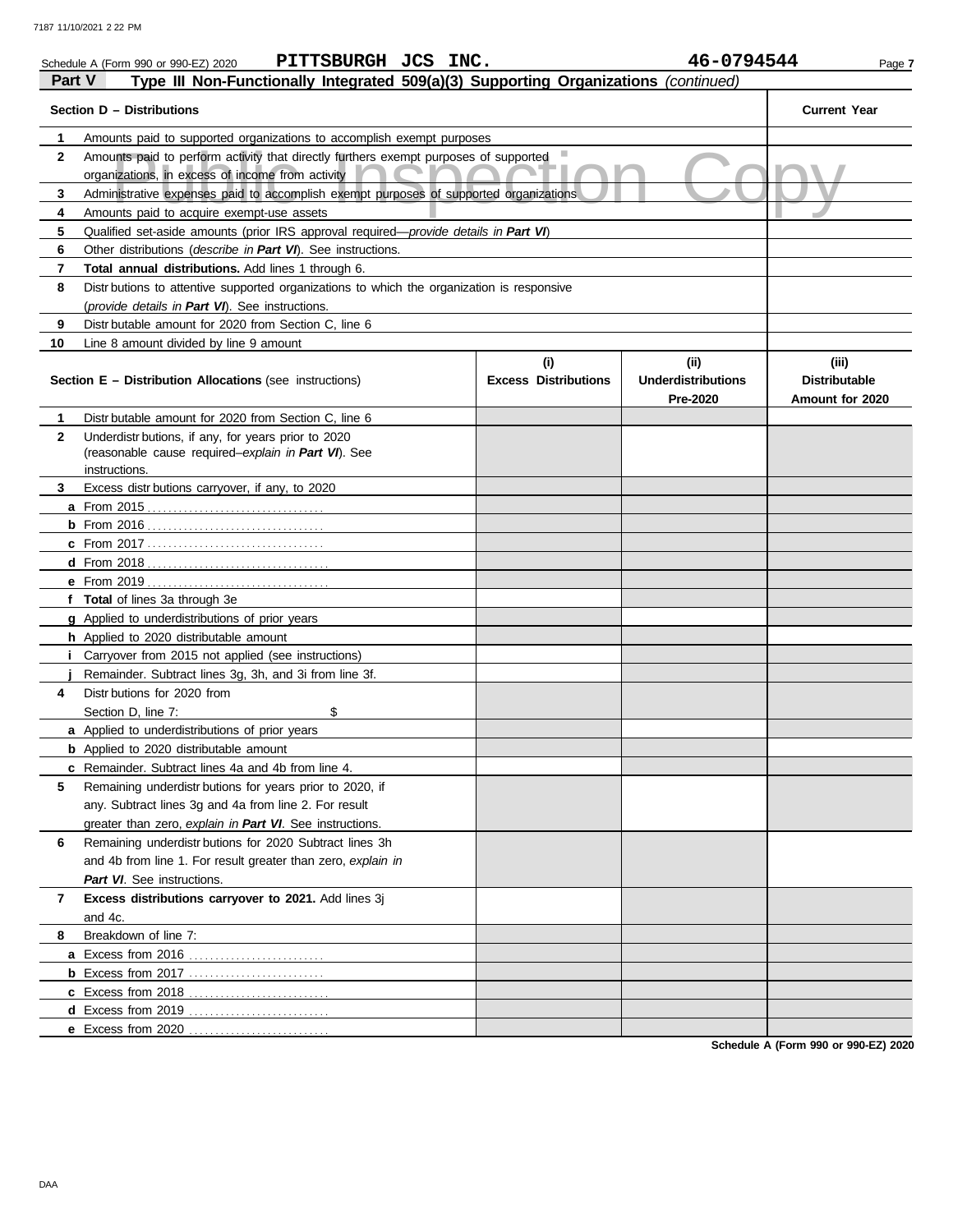7187 11/10/2021 2 22 PM

Schedule A (Form 990 or 990-EZ) 2020 **PITTSBURGH JCS INC.** **46-0794544** Page **7**

## Part V Type III Non-Functionally Integrated 509(a)(3) Supporting Organizations *(continued)*

Public Inspection Copy

| Section D – Distributions | | Current Year |
|---|---|---|
| 1 | Amounts paid to supported organizations to accomplish exempt purposes | |
| 2 | Amounts paid to perform activity that directly furthers exempt purposes of supported organizations, in excess of income from activity | |
| 3 | Administrative expenses paid to accomplish exempt purposes of supported organizations | |
| 4 | Amounts paid to acquire exempt-use assets | |
| 5 | Qualified set-aside amounts (prior IRS approval required—*provide details in **Part VI***) | |
| 6 | Other distributions (*describe in **Part VI***). See instructions. | |
| 7 | **Total annual distributions.** Add lines 1 through 6. | |
| 8 | Distributions to attentive supported organizations to which the organization is responsive (*provide details in **Part VI***). See instructions. | |
| 9 | Distributable amount for 2020 from Section C, line 6 | |
| 10 | Line 8 amount divided by line 9 amount | |

| Section E – Distribution Allocations (see instructions) | (i) Excess Distributions | (ii) Underdistributions Pre-2020 | (iii) Distributable Amount for 2020 |
|---|---|---|---|
| **1** Distributable amount for 2020 from Section C, line 6 | | | |
| **2** Underdistributions, if any, for years prior to 2020 (reasonable cause required–*explain in **Part VI***). See instructions. | | | |
| **3** Excess distributions carryover, if any, to 2020 | | | |
| **a** From 2015 | | | |
| **b** From 2016 | | | |
| **c** From 2017 | | | |
| **d** From 2018 | | | |
| **e** From 2019 | | | |
| **f Total** of lines 3a through 3e | | | |
| **g** Applied to underdistributions of prior years | | | |
| **h** Applied to 2020 distributable amount | | | |
| **i** Carryover from 2015 not applied (see instructions) | | | |
| **j** Remainder. Subtract lines 3g, 3h, and 3i from line 3f. | | | |
| **4** Distributions for 2020 from Section D, line 7: $ | | | |
| **a** Applied to underdistributions of prior years | | | |
| **b** Applied to 2020 distributable amount | | | |
| **c** Remainder. Subtract lines 4a and 4b from line 4. | | | |
| **5** Remaining underdistributions for years prior to 2020, if any. Subtract lines 3g and 4a from line 2. For result greater than zero, *explain in **Part VI***. See instructions. | | | |
| **6** Remaining underdistributions for 2020 Subtract lines 3h and 4b from line 1. For result greater than zero, *explain in **Part VI***. See instructions. | | | |
| **7 Excess distributions carryover to 2021.** Add lines 3j and 4c. | | | |
| **8** Breakdown of line 7: | | | |
| **a** Excess from 2016 | | | |
| **b** Excess from 2017 | | | |
| **c** Excess from 2018 | | | |
| **d** Excess from 2019 | | | |
| **e** Excess from 2020 | | | |

**Schedule A (Form 990 or 990-EZ) 2020**

DAA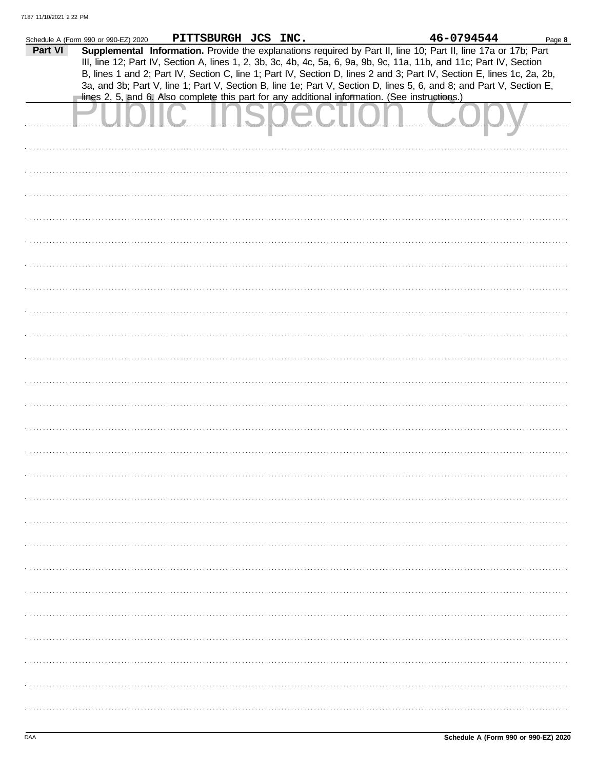Schedule A (Form 990 or 990-EZ) 2020 **PITTSBURGH JCS INC.** **46-0794544** Page **8**

**Part VI** **Supplemental Information.** Provide the explanations required by Part II, line 10; Part II, line 17a or 17b; Part III, line 12; Part IV, Section A, lines 1, 2, 3b, 3c, 4b, 4c, 5a, 6, 9a, 9b, 9c, 11a, 11b, and 11c; Part IV, Section B, lines 1 and 2; Part IV, Section C, line 1; Part IV, Section D, lines 2 and 3; Part IV, Section E, lines 1c, 2a, 2b, 3a, and 3b; Part V, line 1; Part V, Section B, line 1e; Part V, Section D, lines 5, 6, and 8; and Part V, Section E, lines 2, 5, and 6. Also complete this part for any additional information. (See instructions.)

Public Inspection Copy

Schedule A (Form 990 or 990-EZ) 2020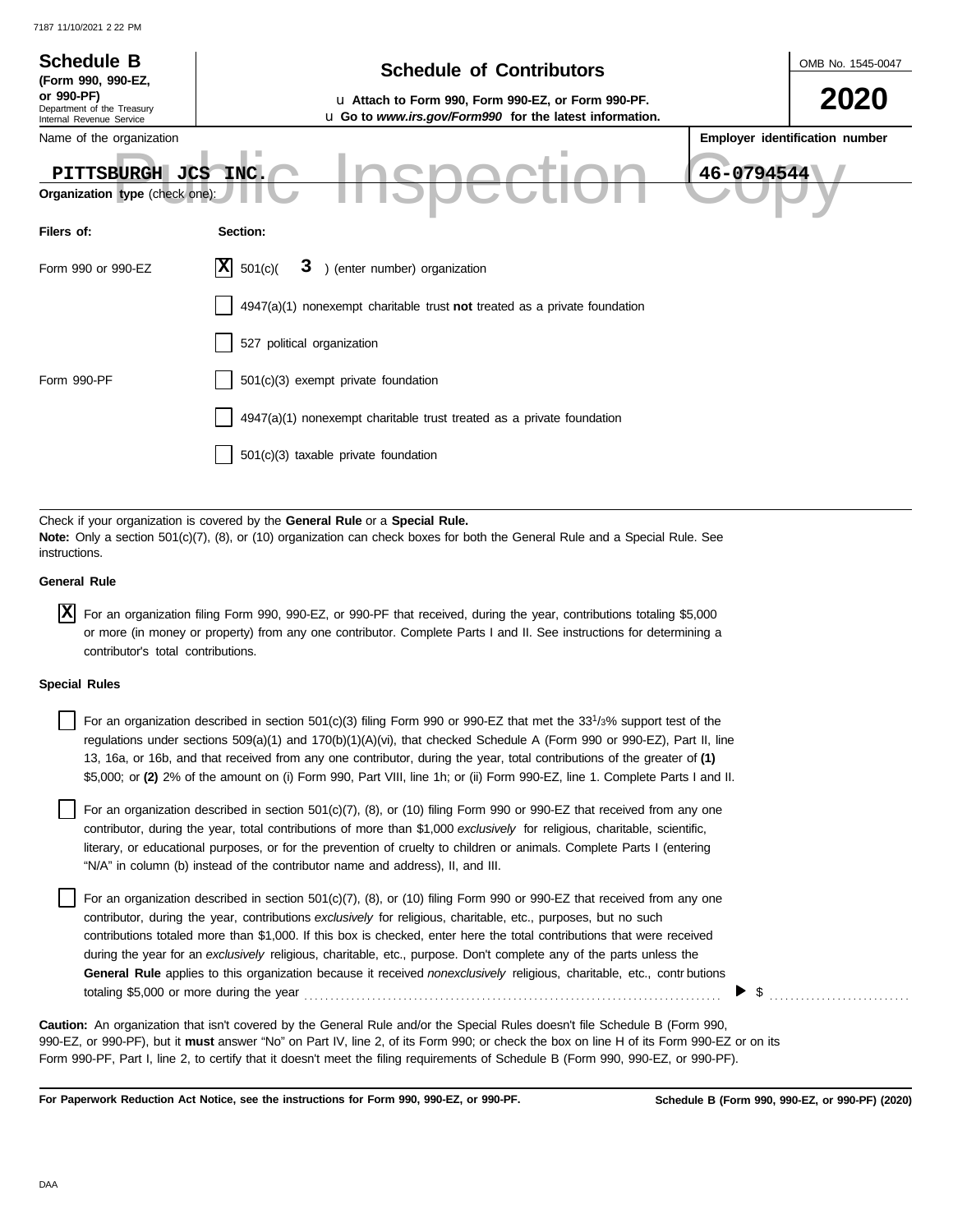# Schedule B

**(Form 990, 990-EZ, or 990-PF)**
Department of the Treasury
Internal Revenue Service

## Schedule of Contributors

u **Attach to Form 990, Form 990-EZ, or Form 990-PF.**
u **Go to *www.irs.gov/Form990* for the latest information.**

OMB No. 1545-0047

**2020**

Name of the organization: **PITTSBURGH JCS INC.**

**Employer identification number:** **46-0794544**

Public Inspection Copy

**Organization type** (check one):

| **Filers of:** | **Section:** |
|---|---|
| Form 990 or 990-EZ | [X] 501(c)( **3** ) (enter number) organization |
| | [ ] 4947(a)(1) nonexempt charitable trust **not** treated as a private foundation |
| | [ ] 527 political organization |
| Form 990-PF | [ ] 501(c)(3) exempt private foundation |
| | [ ] 4947(a)(1) nonexempt charitable trust treated as a private foundation |
| | [ ] 501(c)(3) taxable private foundation |

Check if your organization is covered by the **General Rule** or a **Special Rule.**
**Note:** Only a section 501(c)(7), (8), or (10) organization can check boxes for both the General Rule and a Special Rule. See instructions.

**General Rule**

[X] For an organization filing Form 990, 990-EZ, or 990-PF that received, during the year, contributions totaling $5,000 or more (in money or property) from any one contributor. Complete Parts I and II. See instructions for determining a contributor's total contributions.

**Special Rules**

[ ] For an organization described in section 501(c)(3) filing Form 990 or 990-EZ that met the 33 1/3% support test of the regulations under sections 509(a)(1) and 170(b)(1)(A)(vi), that checked Schedule A (Form 990 or 990-EZ), Part II, line 13, 16a, or 16b, and that received from any one contributor, during the year, total contributions of the greater of **(1)** $5,000; or **(2)** 2% of the amount on (i) Form 990, Part VIII, line 1h; or (ii) Form 990-EZ, line 1. Complete Parts I and II.

[ ] For an organization described in section 501(c)(7), (8), or (10) filing Form 990 or 990-EZ that received from any one contributor, during the year, total contributions of more than $1,000 *exclusively* for religious, charitable, scientific, literary, or educational purposes, or for the prevention of cruelty to children or animals. Complete Parts I (entering "N/A" in column (b) instead of the contributor name and address), II, and III.

[ ] For an organization described in section 501(c)(7), (8), or (10) filing Form 990 or 990-EZ that received from any one contributor, during the year, contributions *exclusively* for religious, charitable, etc., purposes, but no such contributions totaled more than $1,000. If this box is checked, enter here the total contributions that were received during the year for an *exclusively* religious, charitable, etc., purpose. Don't complete any of the parts unless the **General Rule** applies to this organization because it received *nonexclusively* religious, charitable, etc., contributions totaling $5,000 or more during the year . . . . . . . . . . . . . . . . . . . . ▶ $ . . . . . . . . . .

**Caution:** An organization that isn't covered by the General Rule and/or the Special Rules doesn't file Schedule B (Form 990, 990-EZ, or 990-PF), but it **must** answer "No" on Part IV, line 2, of its Form 990; or check the box on line H of its Form 990-EZ or on its Form 990-PF, Part I, line 2, to certify that it doesn't meet the filing requirements of Schedule B (Form 990, 990-EZ, or 990-PF).

**For Paperwork Reduction Act Notice, see the instructions for Form 990, 990-EZ, or 990-PF.** **Schedule B (Form 990, 990-EZ, or 990-PF) (2020)**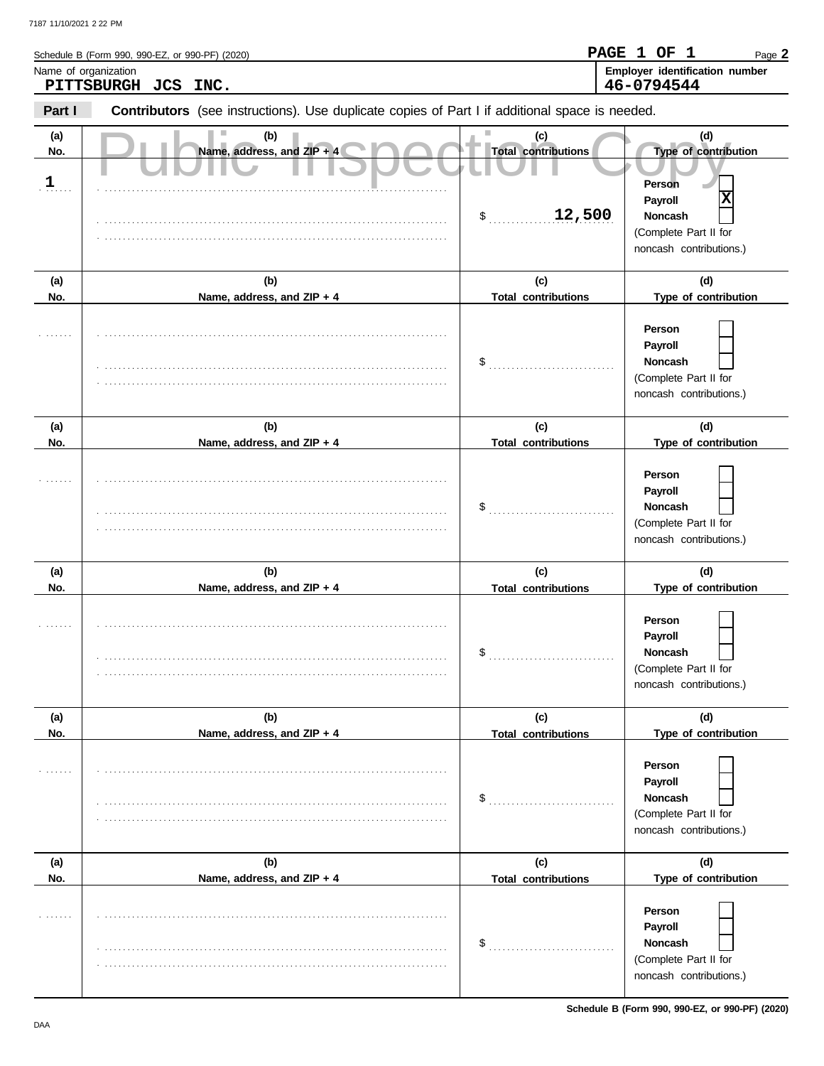Schedule B (Form 990, 990-EZ, or 990-PF) (2020)

PAGE 1 OF 1

Name of organization: **PITTSBURGH JCS INC.**

Employer identification number: **46-0794544**

**Part I** **Contributors** (see instructions). Use duplicate copies of Part I if additional space is needed.

Public Inspection Copy

| (a) No. | (b) Name, address, and ZIP + 4 | (c) Total contributions | (d) Type of contribution |
|---|---|---|---|
| 1 | | $ 12,500 | Person [ ] Payroll [X] Noncash [ ] (Complete Part II for noncash contributions.) |
| | | $ | Person [ ] Payroll [ ] Noncash [ ] (Complete Part II for noncash contributions.) |
| | | $ | Person [ ] Payroll [ ] Noncash [ ] (Complete Part II for noncash contributions.) |
| | | $ | Person [ ] Payroll [ ] Noncash [ ] (Complete Part II for noncash contributions.) |
| | | $ | Person [ ] Payroll [ ] Noncash [ ] (Complete Part II for noncash contributions.) |
| | | $ | Person [ ] Payroll [ ] Noncash [ ] (Complete Part II for noncash contributions.) |

Schedule B (Form 990, 990-EZ, or 990-PF) (2020)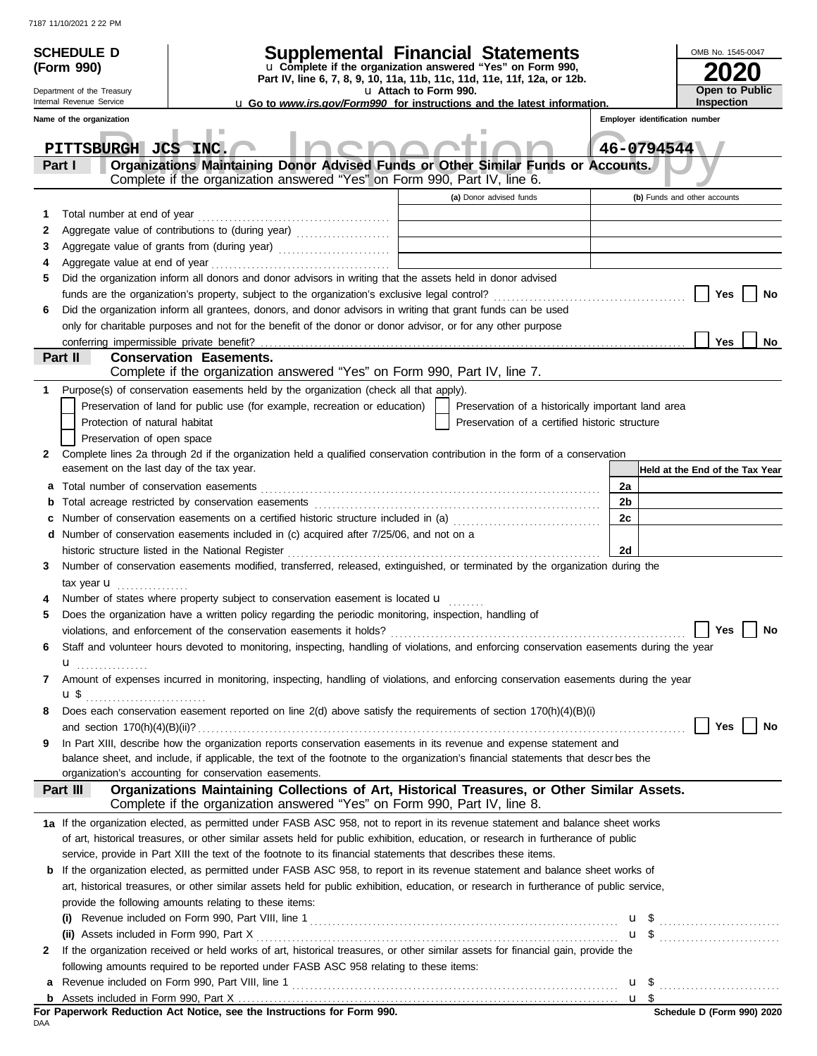**SCHEDULE D (Form 990)**

Department of the Treasury
Internal Revenue Service

# Supplemental Financial Statements

u Complete if the organization answered "Yes" on Form 990, Part IV, line 6, 7, 8, 9, 10, 11a, 11b, 11c, 11d, 11e, 11f, 12a, or 12b.
u Attach to Form 990.
u Go to *www.irs.gov/Form990* for instructions and the latest information.

OMB No. 1545-0047

**2020**

**Open to Public Inspection**

Name of the organization: **PITTSBURGH JCS INC.**

Employer identification number: **46-0794544**

## Part I — Organizations Maintaining Donor Advised Funds or Other Similar Funds or Accounts.

Complete if the organization answered "Yes" on Form 990, Part IV, line 6.

| | | (a) Donor advised funds | (b) Funds and other accounts |
|---|---|---|---|
| 1 | Total number at end of year | | |
| 2 | Aggregate value of contributions to (during year) | | |
| 3 | Aggregate value of grants from (during year) | | |
| 4 | Aggregate value at end of year | | |

5 Did the organization inform all donors and donor advisors in writing that the assets held in donor advised funds are the organization's property, subject to the organization's exclusive legal control? ☐ Yes ☐ No

6 Did the organization inform all grantees, donors, and donor advisors in writing that grant funds can be used only for charitable purposes and not for the benefit of the donor or donor advisor, or for any other purpose conferring impermissible private benefit? ☐ Yes ☐ No

## Part II — Conservation Easements.

Complete if the organization answered "Yes" on Form 990, Part IV, line 7.

1 Purpose(s) of conservation easements held by the organization (check all that apply).

- ☐ Preservation of land for public use (for example, recreation or education)
- ☐ Preservation of a historically important land area
- ☐ Protection of natural habitat
- ☐ Preservation of a certified historic structure
- ☐ Preservation of open space

2 Complete lines 2a through 2d if the organization held a qualified conservation contribution in the form of a conservation easement on the last day of the tax year.

| | | | Held at the End of the Tax Year |
|---|---|---|---|
| a | Total number of conservation easements | 2a | |
| b | Total acreage restricted by conservation easements | 2b | |
| c | Number of conservation easements on a certified historic structure included in (a) | 2c | |
| d | Number of conservation easements included in (c) acquired after 7/25/06, and not on a historic structure listed in the National Register | 2d | |

3 Number of conservation easements modified, transferred, released, extinguished, or terminated by the organization during the tax year u

4 Number of states where property subject to conservation easement is located u

5 Does the organization have a written policy regarding the periodic monitoring, inspection, handling of violations, and enforcement of the conservation easements it holds? ☐ Yes ☐ No

6 Staff and volunteer hours devoted to monitoring, inspecting, handling of violations, and enforcing conservation easements during the year u

7 Amount of expenses incurred in monitoring, inspecting, handling of violations, and enforcing conservation easements during the year u $

8 Does each conservation easement reported on line 2(d) above satisfy the requirements of section 170(h)(4)(B)(i) and section 170(h)(4)(B)(ii)? ☐ Yes ☐ No

9 In Part XIII, describe how the organization reports conservation easements in its revenue and expense statement and balance sheet, and include, if applicable, the text of the footnote to the organization's financial statements that describes the organization's accounting for conservation easements.

## Part III — Organizations Maintaining Collections of Art, Historical Treasures, or Other Similar Assets.

Complete if the organization answered "Yes" on Form 990, Part IV, line 8.

1a If the organization elected, as permitted under FASB ASC 958, not to report in its revenue statement and balance sheet works of art, historical treasures, or other similar assets held for public exhibition, education, or research in furtherance of public service, provide in Part XIII the text of the footnote to its financial statements that describes these items.

b If the organization elected, as permitted under FASB ASC 958, to report in its revenue statement and balance sheet works of art, historical treasures, or other similar assets held for public exhibition, education, or research in furtherance of public service, provide the following amounts relating to these items:

(i) Revenue included on Form 990, Part VIII, line 1 u $

(ii) Assets included in Form 990, Part X u $

2 If the organization received or held works of art, historical treasures, or other similar assets for financial gain, provide the following amounts required to be reported under FASB ASC 958 relating to these items:

a Revenue included on Form 990, Part VIII, line 1 u $

b Assets included in Form 990, Part X u $

**For Paperwork Reduction Act Notice, see the Instructions for Form 990.**

Schedule D (Form 990) 2020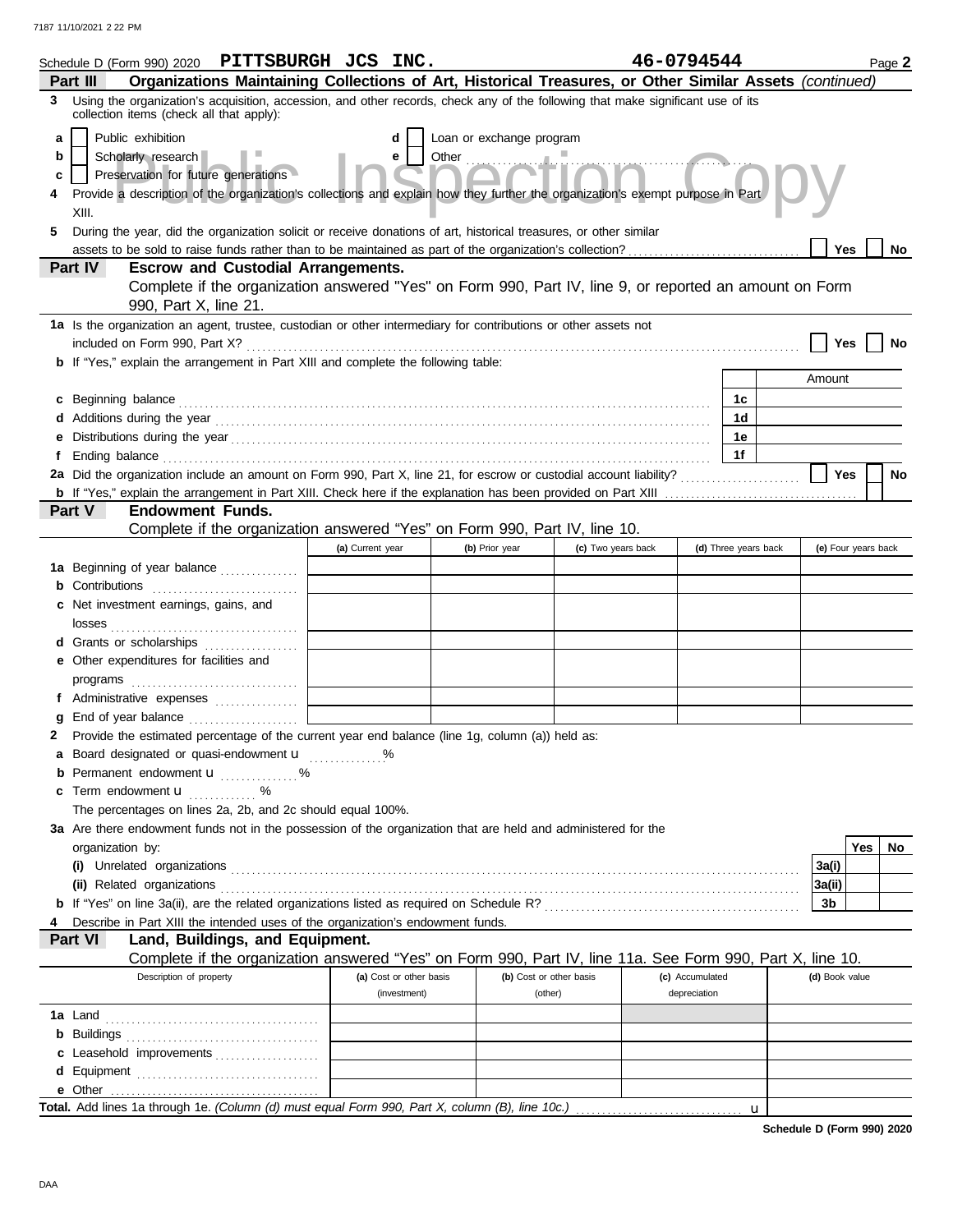Schedule D (Form 990) 2020 **PITTSBURGH JCS INC.** **46-0794544** Page **2**

**Part III** **Organizations Maintaining Collections of Art, Historical Treasures, or Other Similar Assets** *(continued)*

**3** Using the organization's acquisition, accession, and other records, check any of the following that make significant use of its collection items (check all that apply):

- **a** ☐ Public exhibition
- **b** ☐ Scholarly research
- **c** ☐ Preservation for future generations
- **d** ☐ Loan or exchange program
- **e** ☐ Other ..............................

**4** Provide a description of the organization's collections and explain how they further the organization's exempt purpose in Part XIII.

**5** During the year, did the organization solicit or receive donations of art, historical treasures, or other similar assets to be sold to raise funds rather than to be maintained as part of the organization's collection? ☐ **Yes** ☐ **No**

**Part IV** **Escrow and Custodial Arrangements.**
Complete if the organization answered "Yes" on Form 990, Part IV, line 9, or reported an amount on Form 990, Part X, line 21.

**1a** Is the organization an agent, trustee, custodian or other intermediary for contributions or other assets not included on Form 990, Part X? ☐ **Yes** ☐ **No**

**b** If "Yes," explain the arrangement in Part XIII and complete the following table:

| | | | Amount |
|---|---|---|---|
| **c** | Beginning balance | 1c | |
| **d** | Additions during the year | 1d | |
| **e** | Distributions during the year | 1e | |
| **f** | Ending balance | 1f | |

**2a** Did the organization include an amount on Form 990, Part X, line 21, for escrow or custodial account liability? ☐ **Yes** ☐ **No**

**b** If "Yes," explain the arrangement in Part XIII. Check here if the explanation has been provided on Part XIII ☐

**Part V** **Endowment Funds.**
Complete if the organization answered "Yes" on Form 990, Part IV, line 10.

| | (a) Current year | (b) Prior year | (c) Two years back | (d) Three years back | (e) Four years back |
|---|---|---|---|---|---|
| **1a** Beginning of year balance | | | | | |
| **b** Contributions | | | | | |
| **c** Net investment earnings, gains, and losses | | | | | |
| **d** Grants or scholarships | | | | | |
| **e** Other expenditures for facilities and programs | | | | | |
| **f** Administrative expenses | | | | | |
| **g** End of year balance | | | | | |

**2** Provide the estimated percentage of the current year end balance (line 1g, column (a)) held as:

- **a** Board designated or quasi-endowment u ..........%
- **b** Permanent endowment u ..........%
- **c** Term endowment u ..........%

The percentages on lines 2a, 2b, and 2c should equal 100%.

**3a** Are there endowment funds not in the possession of the organization that are held and administered for the organization by:

| | | Yes | No |
|---|---|---|---|
| **(i)** Unrelated organizations | 3a(i) | | |
| **(ii)** Related organizations | 3a(ii) | | |
| **b** If "Yes" on line 3a(ii), are the related organizations listed as required on Schedule R? | 3b | | |

**4** Describe in Part XIII the intended uses of the organization's endowment funds.

**Part VI** **Land, Buildings, and Equipment.**
Complete if the organization answered "Yes" on Form 990, Part IV, line 11a. See Form 990, Part X, line 10.

| Description of property | (a) Cost or other basis (investment) | (b) Cost or other basis (other) | (c) Accumulated depreciation | (d) Book value |
|---|---|---|---|---|
| **1a** Land | | | | |
| **b** Buildings | | | | |
| **c** Leasehold improvements | | | | |
| **d** Equipment | | | | |
| **e** Other | | | | |

**Total.** Add lines 1a through 1e. *(Column (d) must equal Form 990, Part X, column (B), line 10c.)* u

**Schedule D (Form 990) 2020**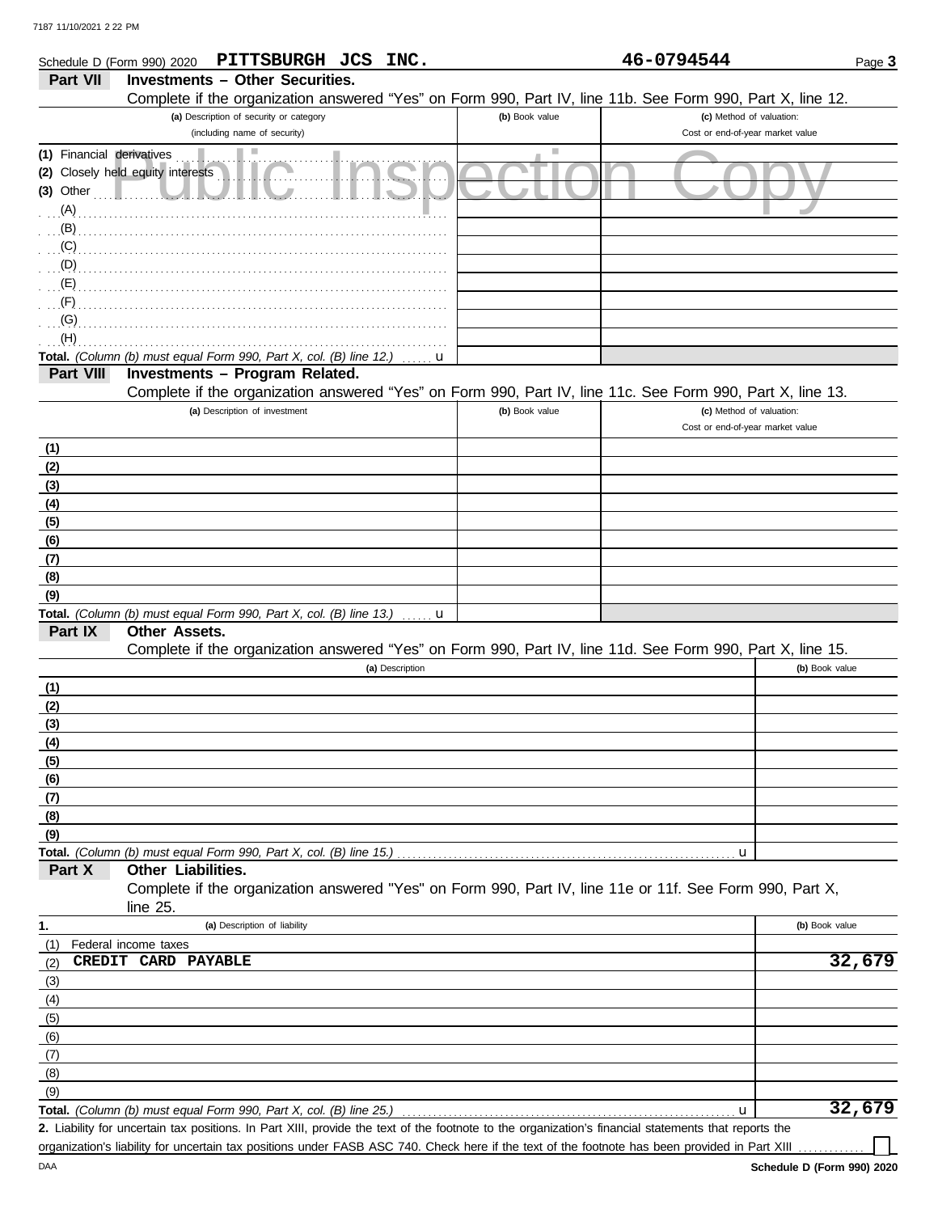Schedule D (Form 990) 2020 **PITTSBURGH JCS INC.** **46-0794544** Page **3**

## Part VII Investments – Other Securities.

Complete if the organization answered "Yes" on Form 990, Part IV, line 11b. See Form 990, Part X, line 12.

| (a) Description of security or category (including name of security) | (b) Book value | (c) Method of valuation: Cost or end-of-year market value |
|---|---|---|
| (1) Financial derivatives | | |
| (2) Closely held equity interests | | |
| (3) Other | | |
| (A) | | |
| (B) | | |
| (C) | | |
| (D) | | |
| (E) | | |
| (F) | | |
| (G) | | |
| (H) | | |
| **Total.** *(Column (b) must equal Form 990, Part X, col. (B) line 12.)* u | | |

## Part VIII Investments – Program Related.

Complete if the organization answered "Yes" on Form 990, Part IV, line 11c. See Form 990, Part X, line 13.

| (a) Description of investment | (b) Book value | (c) Method of valuation: Cost or end-of-year market value |
|---|---|---|
| (1) | | |
| (2) | | |
| (3) | | |
| (4) | | |
| (5) | | |
| (6) | | |
| (7) | | |
| (8) | | |
| (9) | | |
| **Total.** *(Column (b) must equal Form 990, Part X, col. (B) line 13.)* u | | |

## Part IX Other Assets.

Complete if the organization answered "Yes" on Form 990, Part IV, line 11d. See Form 990, Part X, line 15.

| (a) Description | (b) Book value |
|---|---|
| (1) | |
| (2) | |
| (3) | |
| (4) | |
| (5) | |
| (6) | |
| (7) | |
| (8) | |
| (9) | |
| **Total.** *(Column (b) must equal Form 990, Part X, col. (B) line 15.)* u | |

## Part X Other Liabilities.

Complete if the organization answered "Yes" on Form 990, Part IV, line 11e or 11f. See Form 990, Part X, line 25.

| 1. (a) Description of liability | (b) Book value |
|---|---|
| (1) Federal income taxes | |
| (2) CREDIT CARD PAYABLE | 32,679 |
| (3) | |
| (4) | |
| (5) | |
| (6) | |
| (7) | |
| (8) | |
| (9) | |
| **Total.** *(Column (b) must equal Form 990, Part X, col. (B) line 25.)* u | 32,679 |

**2.** Liability for uncertain tax positions. In Part XIII, provide the text of the footnote to the organization's financial statements that reports the organization's liability for uncertain tax positions under FASB ASC 740. Check here if the text of the footnote has been provided in Part XIII ☐

**Schedule D (Form 990) 2020**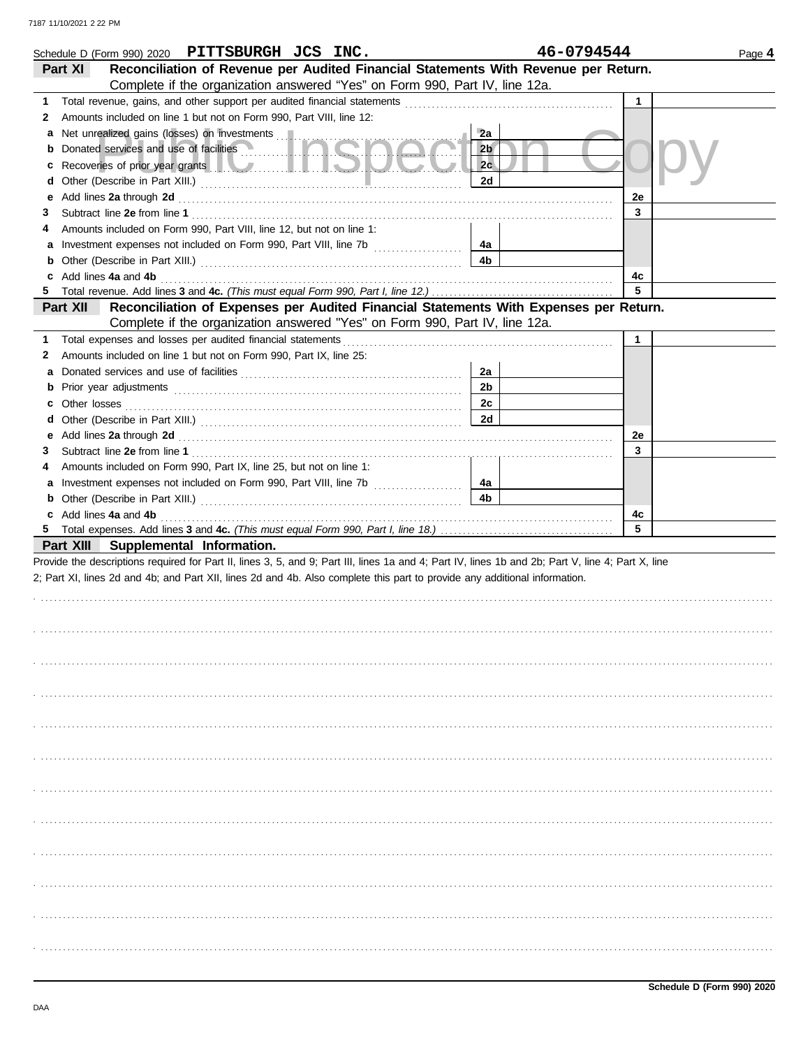Schedule D (Form 990) 2020 **PITTSBURGH JCS INC.** **46-0794544** Page **4**

## Part XI Reconciliation of Revenue per Audited Financial Statements With Revenue per Return.

Complete if the organization answered "Yes" on Form 990, Part IV, line 12a.

| | | | | | |
|---|---|---|---|---|---|
| **1** | Total revenue, gains, and other support per audited financial statements | | | 1 | |
| **2** | Amounts included on line 1 but not on Form 990, Part VIII, line 12: | | | | |
| **a** | Net unrealized gains (losses) on investments | 2a | | | |
| **b** | Donated services and use of facilities | 2b | | | |
| **c** | Recoveries of prior year grants | 2c | | | |
| **d** | Other (Describe in Part XIII.) | 2d | | | |
| **e** | Add lines **2a** through **2d** | | | 2e | |
| **3** | Subtract line **2e** from line **1** | | | 3 | |
| **4** | Amounts included on Form 990, Part VIII, line 12, but not on line 1: | | | | |
| **a** | Investment expenses not included on Form 990, Part VIII, line 7b | 4a | | | |
| **b** | Other (Describe in Part XIII.) | 4b | | | |
| **c** | Add lines **4a** and **4b** | | | 4c | |
| **5** | Total revenue. Add lines **3** and **4c.** *(This must equal Form 990, Part I, line 12.)* | | | 5 | |

## Part XII Reconciliation of Expenses per Audited Financial Statements With Expenses per Return.

Complete if the organization answered "Yes" on Form 990, Part IV, line 12a.

| | | | | | |
|---|---|---|---|---|---|
| **1** | Total expenses and losses per audited financial statements | | | 1 | |
| **2** | Amounts included on line 1 but not on Form 990, Part IX, line 25: | | | | |
| **a** | Donated services and use of facilities | 2a | | | |
| **b** | Prior year adjustments | 2b | | | |
| **c** | Other losses | 2c | | | |
| **d** | Other (Describe in Part XIII.) | 2d | | | |
| **e** | Add lines **2a** through **2d** | | | 2e | |
| **3** | Subtract line **2e** from line **1** | | | 3 | |
| **4** | Amounts included on Form 990, Part IX, line 25, but not on line 1: | | | | |
| **a** | Investment expenses not included on Form 990, Part VIII, line 7b | 4a | | | |
| **b** | Other (Describe in Part XIII.) | 4b | | | |
| **c** | Add lines **4a** and **4b** | | | 4c | |
| **5** | Total expenses. Add lines **3** and **4c.** *(This must equal Form 990, Part I, line 18.)* | | | 5 | |

## Part XIII Supplemental Information.

Provide the descriptions required for Part II, lines 3, 5, and 9; Part III, lines 1a and 4; Part IV, lines 1b and 2b; Part V, line 4; Part X, line 2; Part XI, lines 2d and 4b; and Part XII, lines 2d and 4b. Also complete this part to provide any additional information.

**Schedule D (Form 990) 2020**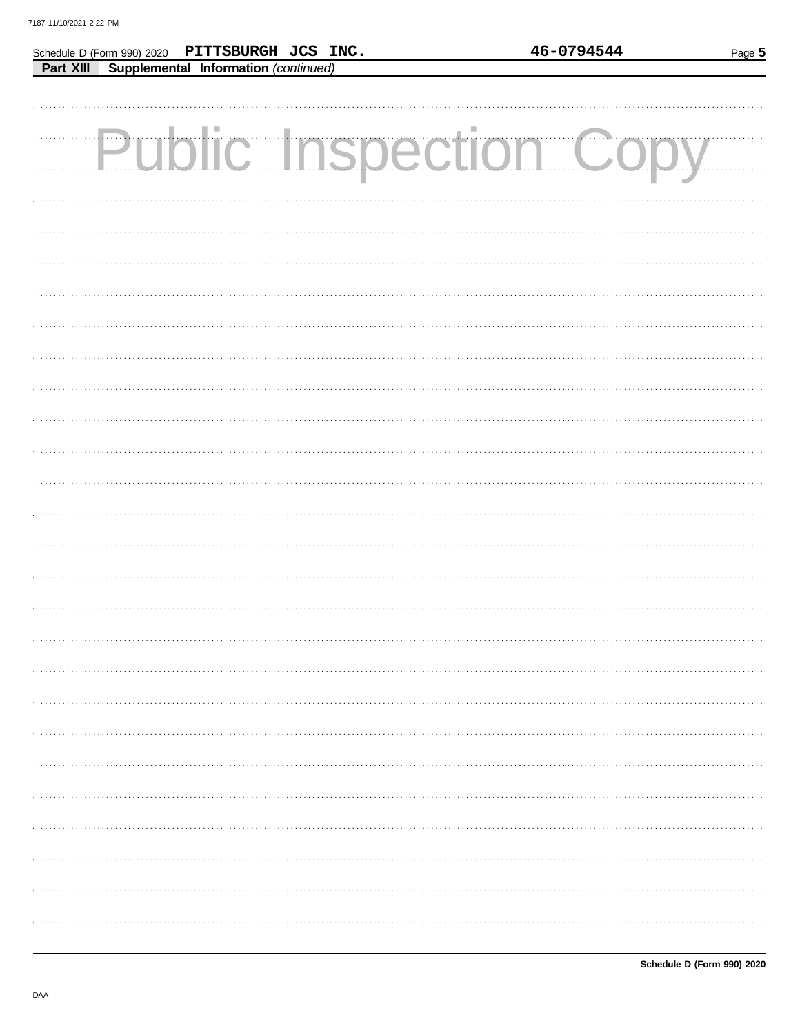Schedule D (Form 990) 2020 **PITTSBURGH JCS INC.** **46-0794544**

**Part XIII** **Supplemental Information** *(continued)*

Public Inspection Copy

**Schedule D (Form 990) 2020**

DAA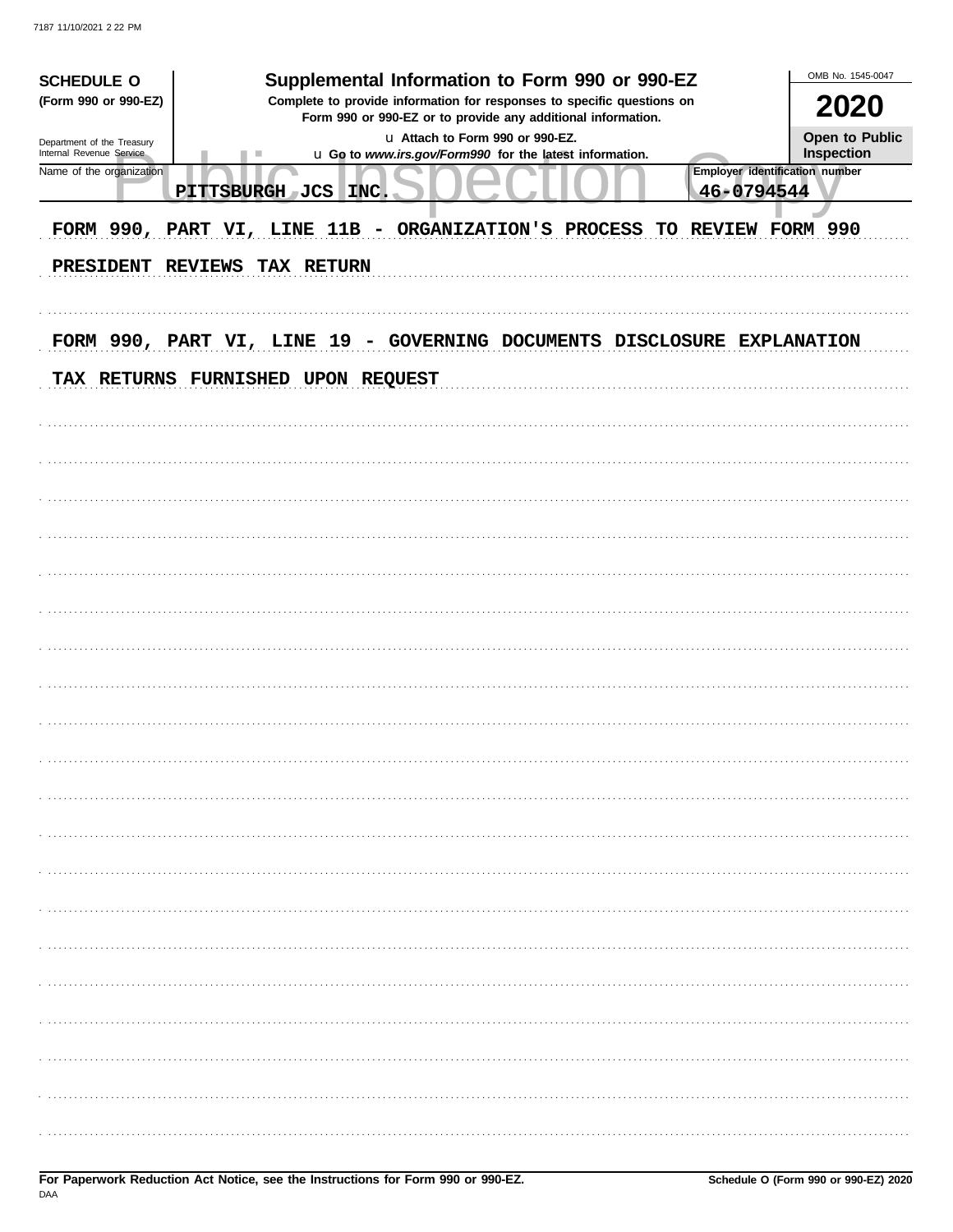**SCHEDULE O**
**(Form 990 or 990-EZ)**

Department of the Treasury
Internal Revenue Service

# Supplemental Information to Form 990 or 990-EZ

**Complete to provide information for responses to specific questions on Form 990 or 990-EZ or to provide any additional information.**

u Attach to Form 990 or 990-EZ.

u Go to *www.irs.gov/Form990* for the latest information.

OMB No. 1545-0047

**2020**

**Open to Public Inspection**

| Name of the organization | Employer identification number |
|---|---|
| PITTSBURGH JCS INC. | 46-0794544 |

**FORM 990, PART VI, LINE 11B - ORGANIZATION'S PROCESS TO REVIEW FORM 990**

PRESIDENT REVIEWS TAX RETURN

**FORM 990, PART VI, LINE 19 - GOVERNING DOCUMENTS DISCLOSURE EXPLANATION**

TAX RETURNS FURNISHED UPON REQUEST

**For Paperwork Reduction Act Notice, see the Instructions for Form 990 or 990-EZ.**

DAA

**Schedule O (Form 990 or 990-EZ) 2020**